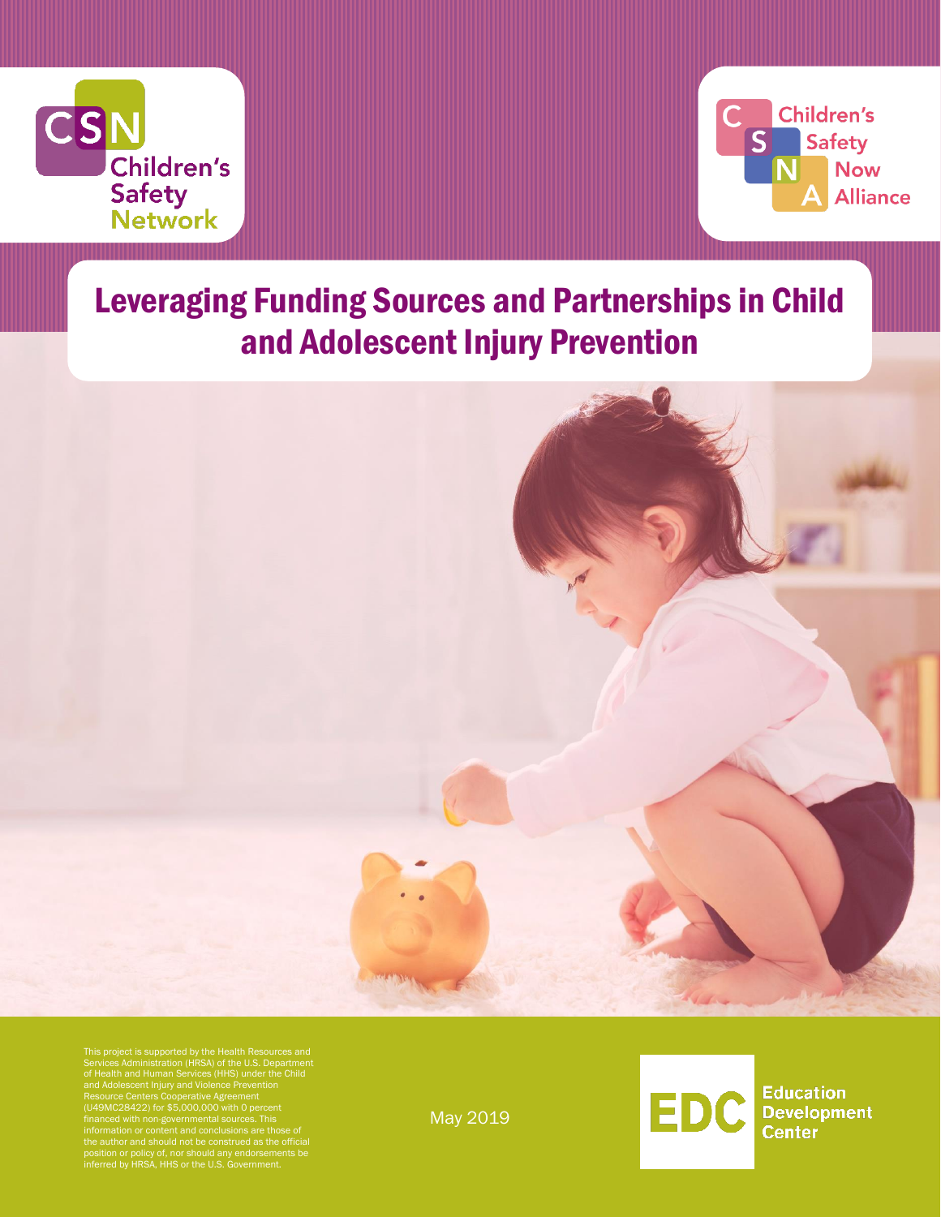CSN Children's Safety Network

Children's Safety Now Alliance

# Leveraging Funding Sources and Partnerships in Child and Adolescent Injury Prevention

This project is supported by the Health Resources and Services Administration (HRSA) of the U.S. Department of Health and Human Services (HHS) under the Child and Adolescent Injury and Violence Prevention Resource Centers Cooperative Agreement (U49MC28422) for $5,000,000 with 0 percent financed with non-governmental sources. This information or content and conclusions are those of the author and should not be construed as the official position or policy of, nor should any endorsements be inferred by HRSA, HHS or the U.S. Government.

May 2019

EDC Education Development Center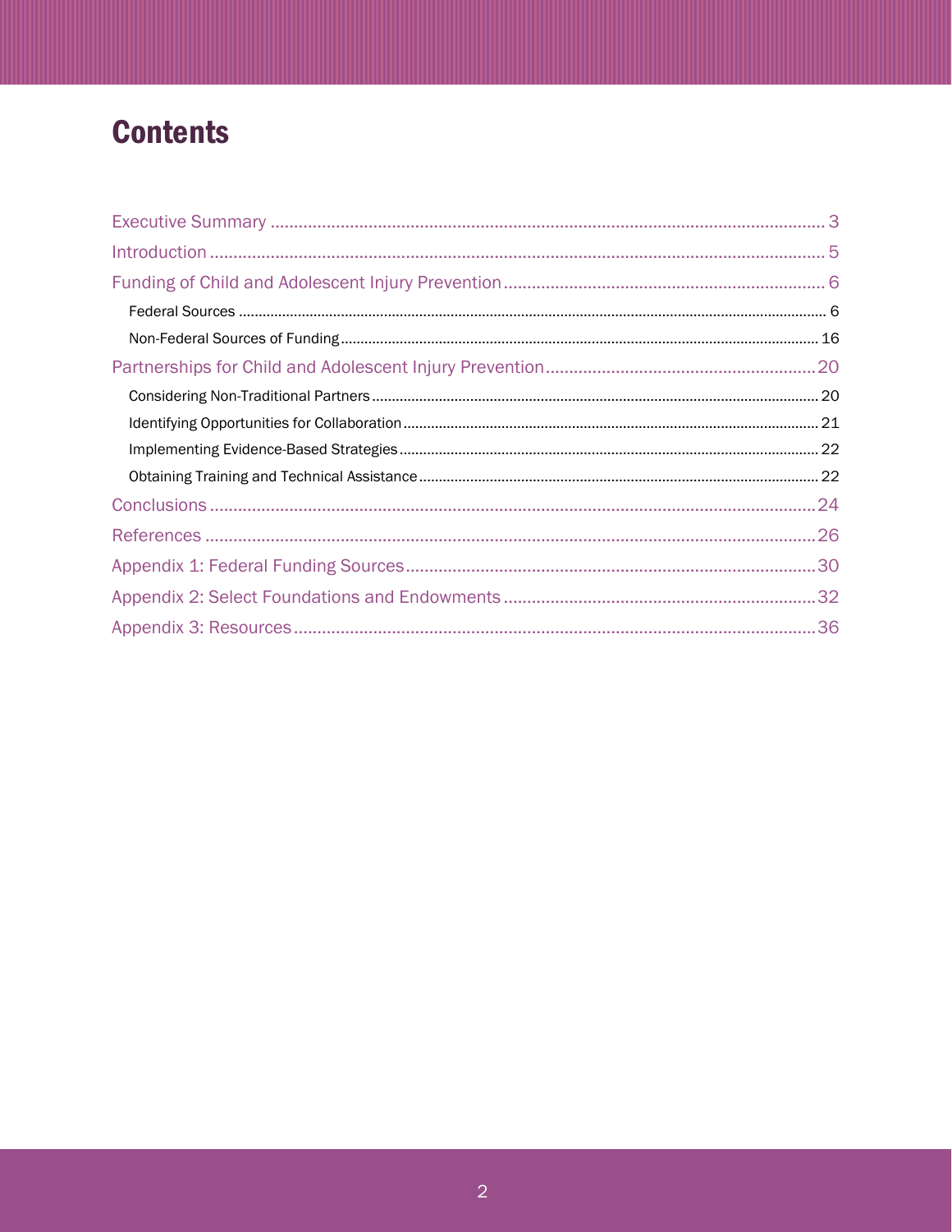# Contents

- Executive Summary ..... 3
- Introduction ..... 5
- Funding of Child and Adolescent Injury Prevention ..... 6
  - Federal Sources ..... 6
  - Non-Federal Sources of Funding ..... 16
- Partnerships for Child and Adolescent Injury Prevention ..... 20
  - Considering Non-Traditional Partners ..... 20
  - Identifying Opportunities for Collaboration ..... 21
  - Implementing Evidence-Based Strategies ..... 22
  - Obtaining Training and Technical Assistance ..... 22
- Conclusions ..... 24
- References ..... 26
- Appendix 1: Federal Funding Sources ..... 30
- Appendix 2: Select Foundations and Endowments ..... 32
- Appendix 3: Resources ..... 36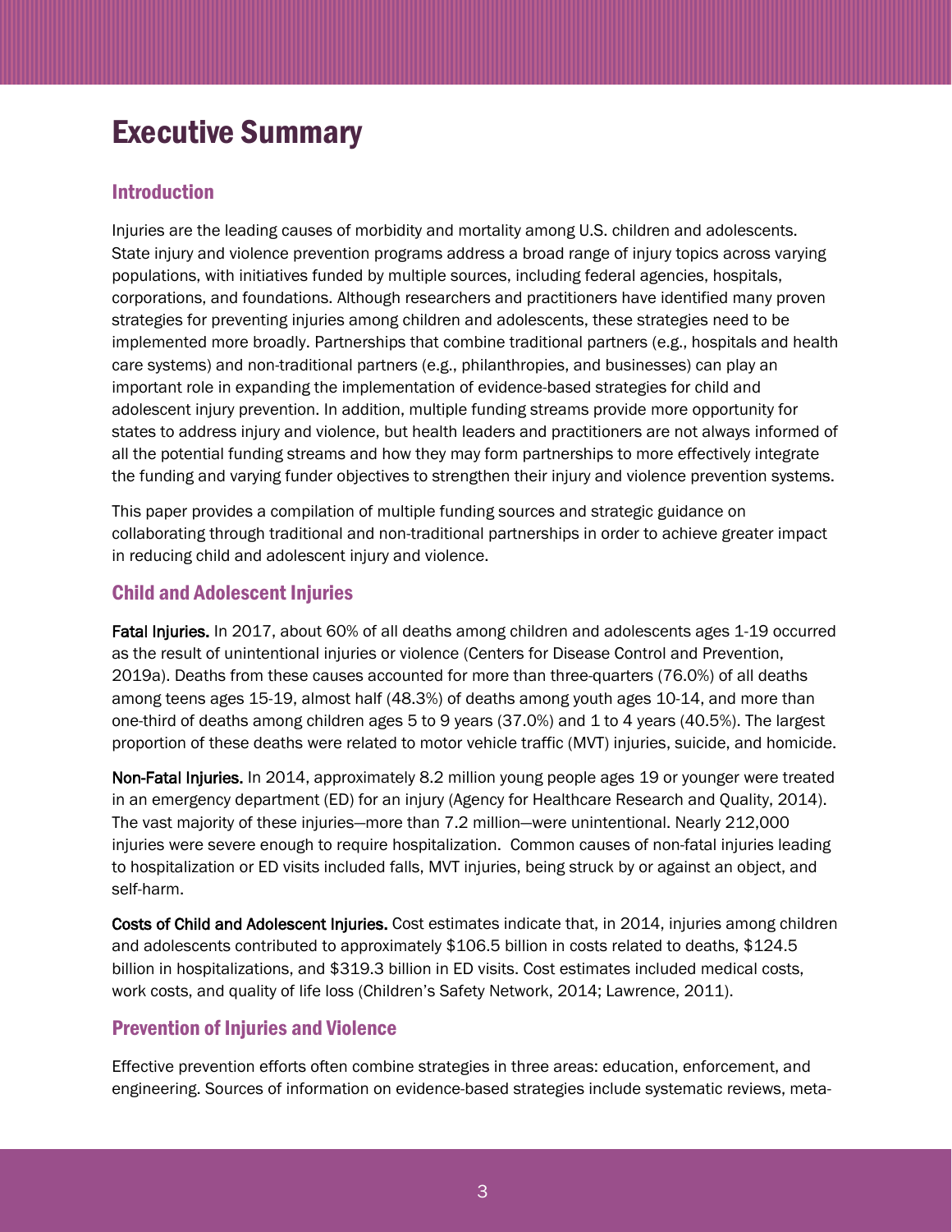# Executive Summary

## Introduction

Injuries are the leading causes of morbidity and mortality among U.S. children and adolescents. State injury and violence prevention programs address a broad range of injury topics across varying populations, with initiatives funded by multiple sources, including federal agencies, hospitals, corporations, and foundations. Although researchers and practitioners have identified many proven strategies for preventing injuries among children and adolescents, these strategies need to be implemented more broadly. Partnerships that combine traditional partners (e.g., hospitals and health care systems) and non-traditional partners (e.g., philanthropies, and businesses) can play an important role in expanding the implementation of evidence-based strategies for child and adolescent injury prevention. In addition, multiple funding streams provide more opportunity for states to address injury and violence, but health leaders and practitioners are not always informed of all the potential funding streams and how they may form partnerships to more effectively integrate the funding and varying funder objectives to strengthen their injury and violence prevention systems.

This paper provides a compilation of multiple funding sources and strategic guidance on collaborating through traditional and non-traditional partnerships in order to achieve greater impact in reducing child and adolescent injury and violence.

## Child and Adolescent Injuries

**Fatal Injuries.** In 2017, about 60% of all deaths among children and adolescents ages 1-19 occurred as the result of unintentional injuries or violence (Centers for Disease Control and Prevention, 2019a). Deaths from these causes accounted for more than three-quarters (76.0%) of all deaths among teens ages 15-19, almost half (48.3%) of deaths among youth ages 10-14, and more than one-third of deaths among children ages 5 to 9 years (37.0%) and 1 to 4 years (40.5%). The largest proportion of these deaths were related to motor vehicle traffic (MVT) injuries, suicide, and homicide.

**Non-Fatal Injuries.** In 2014, approximately 8.2 million young people ages 19 or younger were treated in an emergency department (ED) for an injury (Agency for Healthcare Research and Quality, 2014). The vast majority of these injuries—more than 7.2 million—were unintentional. Nearly 212,000 injuries were severe enough to require hospitalization. Common causes of non-fatal injuries leading to hospitalization or ED visits included falls, MVT injuries, being struck by or against an object, and self-harm.

**Costs of Child and Adolescent Injuries.** Cost estimates indicate that, in 2014, injuries among children and adolescents contributed to approximately $106.5 billion in costs related to deaths, $124.5 billion in hospitalizations, and $319.3 billion in ED visits. Cost estimates included medical costs, work costs, and quality of life loss (Children's Safety Network, 2014; Lawrence, 2011).

## Prevention of Injuries and Violence

Effective prevention efforts often combine strategies in three areas: education, enforcement, and engineering. Sources of information on evidence-based strategies include systematic reviews, meta-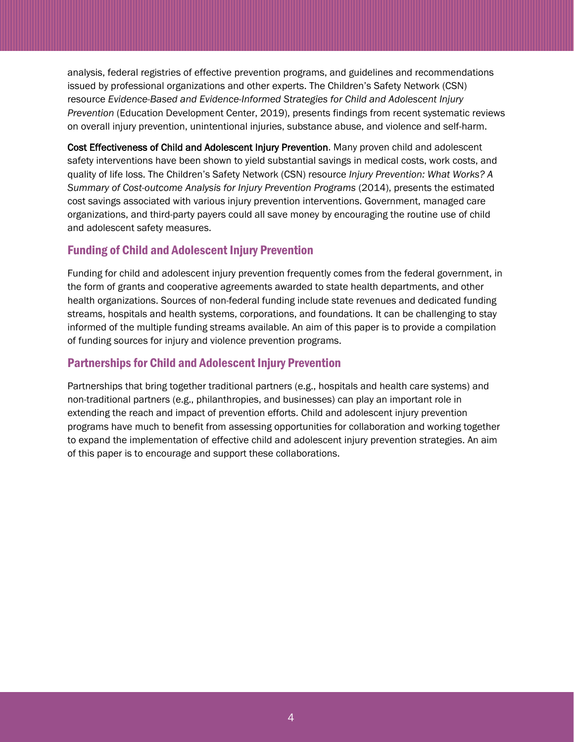analysis, federal registries of effective prevention programs, and guidelines and recommendations issued by professional organizations and other experts. The Children's Safety Network (CSN) resource *Evidence-Based and Evidence-Informed Strategies for Child and Adolescent Injury Prevention* (Education Development Center, 2019), presents findings from recent systematic reviews on overall injury prevention, unintentional injuries, substance abuse, and violence and self-harm.

**Cost Effectiveness of Child and Adolescent Injury Prevention**. Many proven child and adolescent safety interventions have been shown to yield substantial savings in medical costs, work costs, and quality of life loss. The Children's Safety Network (CSN) resource *Injury Prevention: What Works? A Summary of Cost-outcome Analysis for Injury Prevention Programs* (2014), presents the estimated cost savings associated with various injury prevention interventions. Government, managed care organizations, and third-party payers could all save money by encouraging the routine use of child and adolescent safety measures.

## Funding of Child and Adolescent Injury Prevention

Funding for child and adolescent injury prevention frequently comes from the federal government, in the form of grants and cooperative agreements awarded to state health departments, and other health organizations. Sources of non-federal funding include state revenues and dedicated funding streams, hospitals and health systems, corporations, and foundations. It can be challenging to stay informed of the multiple funding streams available. An aim of this paper is to provide a compilation of funding sources for injury and violence prevention programs.

## Partnerships for Child and Adolescent Injury Prevention

Partnerships that bring together traditional partners (e.g., hospitals and health care systems) and non-traditional partners (e.g., philanthropies, and businesses) can play an important role in extending the reach and impact of prevention efforts. Child and adolescent injury prevention programs have much to benefit from assessing opportunities for collaboration and working together to expand the implementation of effective child and adolescent injury prevention strategies. An aim of this paper is to encourage and support these collaborations.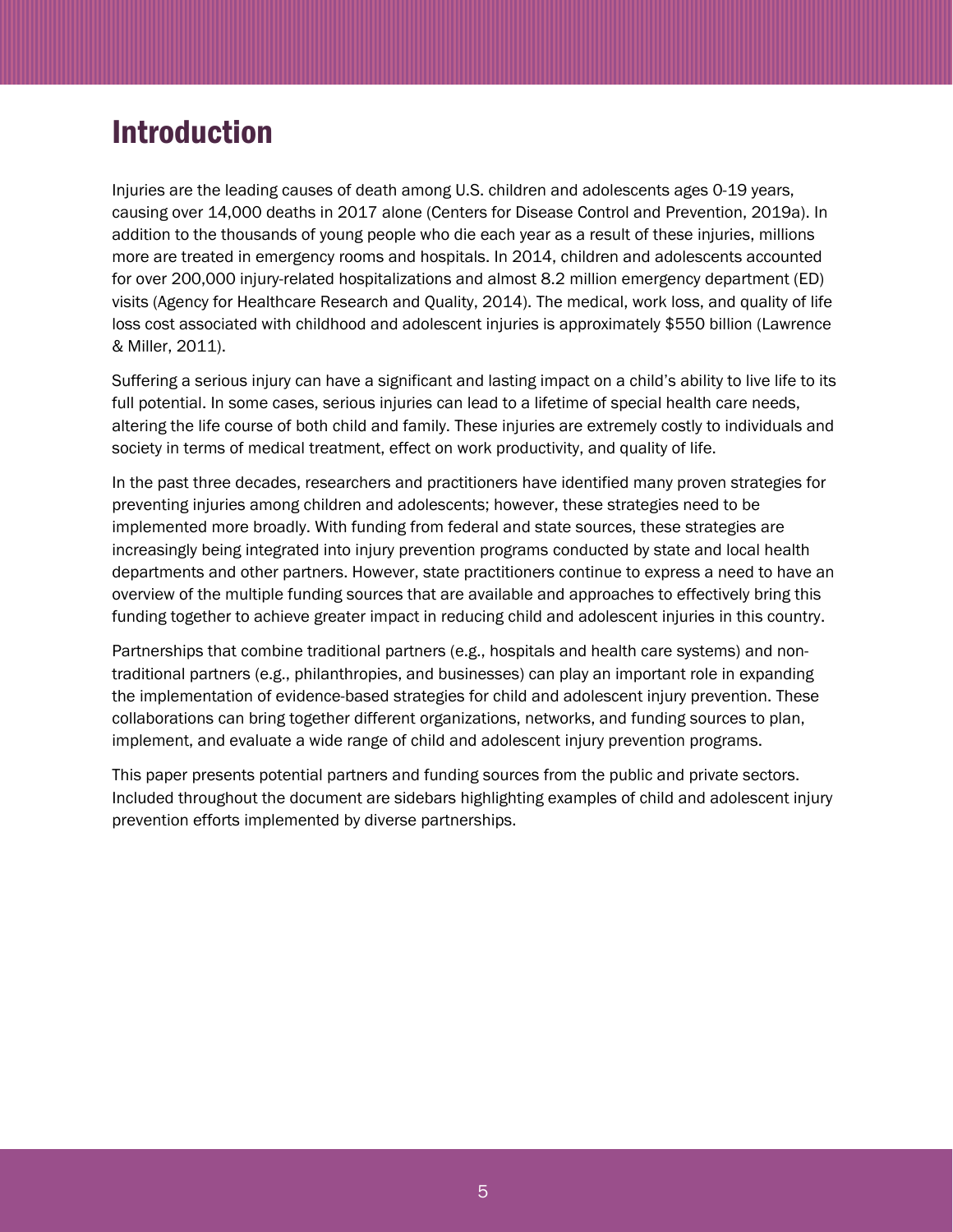# Introduction

Injuries are the leading causes of death among U.S. children and adolescents ages 0-19 years, causing over 14,000 deaths in 2017 alone (Centers for Disease Control and Prevention, 2019a). In addition to the thousands of young people who die each year as a result of these injuries, millions more are treated in emergency rooms and hospitals. In 2014, children and adolescents accounted for over 200,000 injury-related hospitalizations and almost 8.2 million emergency department (ED) visits (Agency for Healthcare Research and Quality, 2014). The medical, work loss, and quality of life loss cost associated with childhood and adolescent injuries is approximately $550 billion (Lawrence & Miller, 2011).

Suffering a serious injury can have a significant and lasting impact on a child's ability to live life to its full potential. In some cases, serious injuries can lead to a lifetime of special health care needs, altering the life course of both child and family. These injuries are extremely costly to individuals and society in terms of medical treatment, effect on work productivity, and quality of life.

In the past three decades, researchers and practitioners have identified many proven strategies for preventing injuries among children and adolescents; however, these strategies need to be implemented more broadly. With funding from federal and state sources, these strategies are increasingly being integrated into injury prevention programs conducted by state and local health departments and other partners. However, state practitioners continue to express a need to have an overview of the multiple funding sources that are available and approaches to effectively bring this funding together to achieve greater impact in reducing child and adolescent injuries in this country.

Partnerships that combine traditional partners (e.g., hospitals and health care systems) and non-traditional partners (e.g., philanthropies, and businesses) can play an important role in expanding the implementation of evidence-based strategies for child and adolescent injury prevention. These collaborations can bring together different organizations, networks, and funding sources to plan, implement, and evaluate a wide range of child and adolescent injury prevention programs.

This paper presents potential partners and funding sources from the public and private sectors. Included throughout the document are sidebars highlighting examples of child and adolescent injury prevention efforts implemented by diverse partnerships.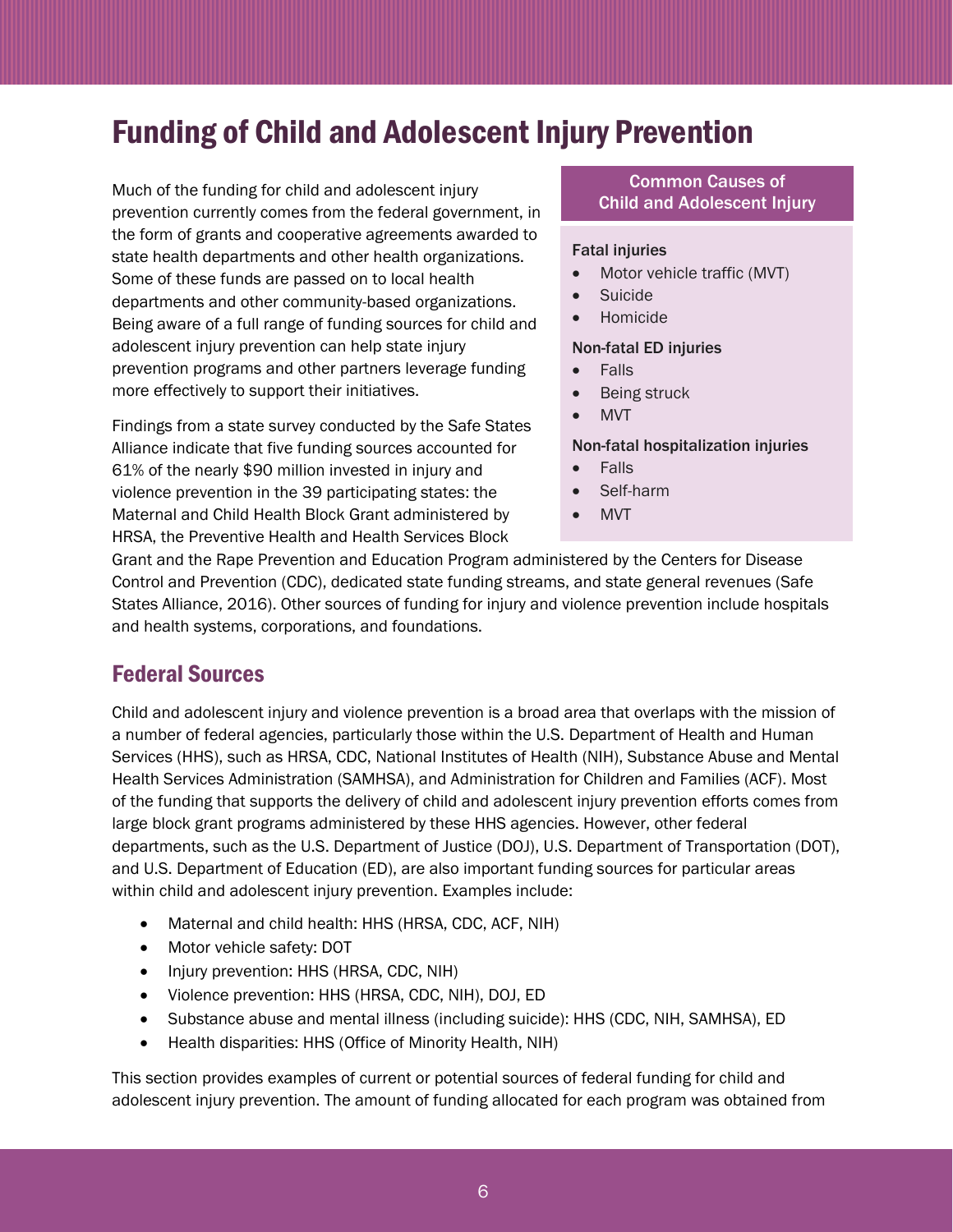# Funding of Child and Adolescent Injury Prevention

Much of the funding for child and adolescent injury prevention currently comes from the federal government, in the form of grants and cooperative agreements awarded to state health departments and other health organizations. Some of these funds are passed on to local health departments and other community-based organizations. Being aware of a full range of funding sources for child and adolescent injury prevention can help state injury prevention programs and other partners leverage funding more effectively to support their initiatives.

Findings from a state survey conducted by the Safe States Alliance indicate that five funding sources accounted for 61% of the nearly $90 million invested in injury and violence prevention in the 39 participating states: the Maternal and Child Health Block Grant administered by HRSA, the Preventive Health and Health Services Block Grant and the Rape Prevention and Education Program administered by the Centers for Disease Control and Prevention (CDC), dedicated state funding streams, and state general revenues (Safe States Alliance, 2016). Other sources of funding for injury and violence prevention include hospitals and health systems, corporations, and foundations.

> **Common Causes of Child and Adolescent Injury**
>
> **Fatal injuries**
> - Motor vehicle traffic (MVT)
> - Suicide
> - Homicide
>
> **Non-fatal ED injuries**
> - Falls
> - Being struck
> - MVT
>
> **Non-fatal hospitalization injuries**
> - Falls
> - Self-harm
> - MVT

## Federal Sources

Child and adolescent injury and violence prevention is a broad area that overlaps with the mission of a number of federal agencies, particularly those within the U.S. Department of Health and Human Services (HHS), such as HRSA, CDC, National Institutes of Health (NIH), Substance Abuse and Mental Health Services Administration (SAMHSA), and Administration for Children and Families (ACF). Most of the funding that supports the delivery of child and adolescent injury prevention efforts comes from large block grant programs administered by these HHS agencies. However, other federal departments, such as the U.S. Department of Justice (DOJ), U.S. Department of Transportation (DOT), and U.S. Department of Education (ED), are also important funding sources for particular areas within child and adolescent injury prevention. Examples include:

- Maternal and child health: HHS (HRSA, CDC, ACF, NIH)
- Motor vehicle safety: DOT
- Injury prevention: HHS (HRSA, CDC, NIH)
- Violence prevention: HHS (HRSA, CDC, NIH), DOJ, ED
- Substance abuse and mental illness (including suicide): HHS (CDC, NIH, SAMHSA), ED
- Health disparities: HHS (Office of Minority Health, NIH)

This section provides examples of current or potential sources of federal funding for child and adolescent injury prevention. The amount of funding allocated for each program was obtained from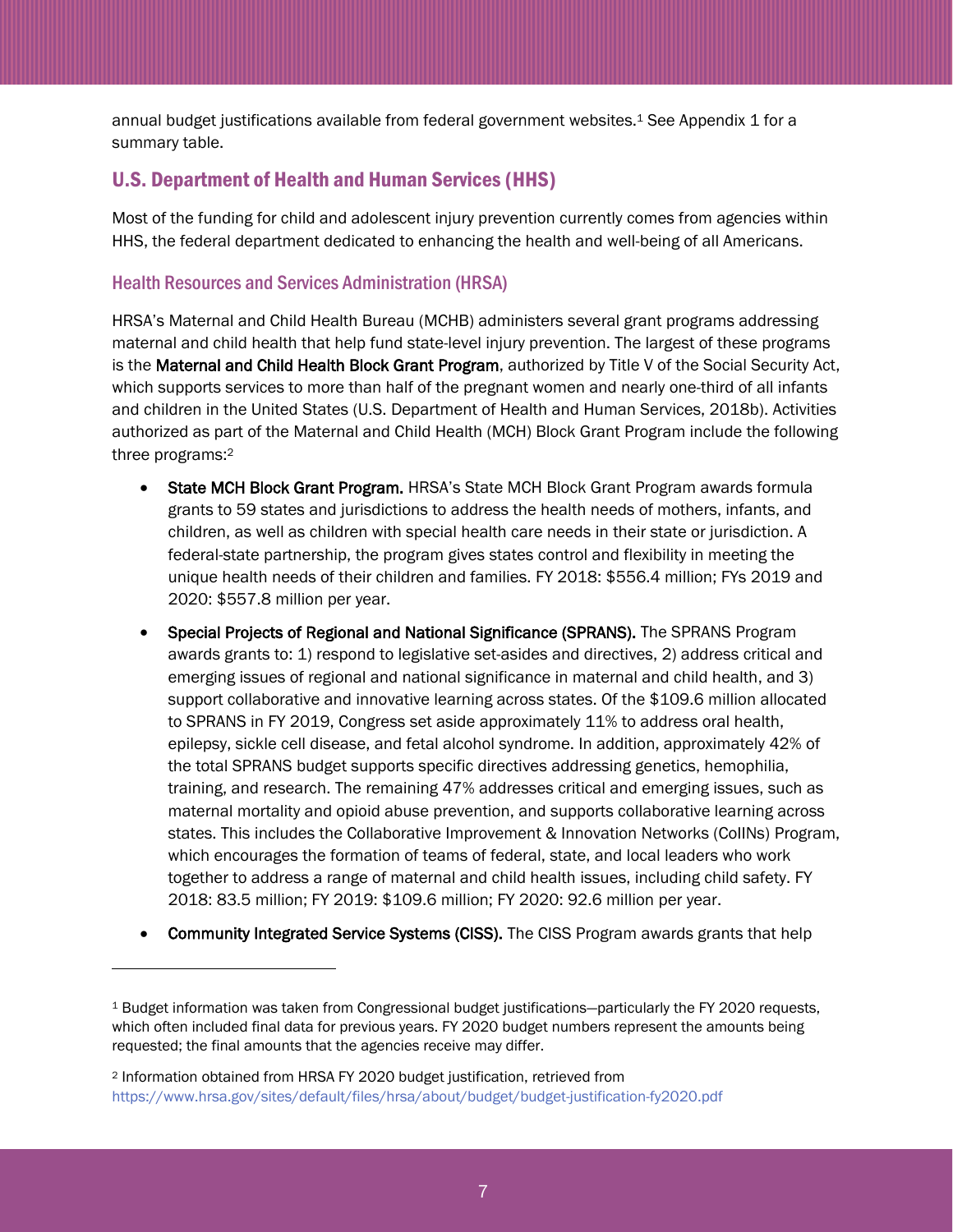annual budget justifications available from federal government websites.[1] See Appendix 1 for a summary table.

## U.S. Department of Health and Human Services (HHS)

Most of the funding for child and adolescent injury prevention currently comes from agencies within HHS, the federal department dedicated to enhancing the health and well-being of all Americans.

### Health Resources and Services Administration (HRSA)

HRSA's Maternal and Child Health Bureau (MCHB) administers several grant programs addressing maternal and child health that help fund state-level injury prevention. The largest of these programs is the **Maternal and Child Health Block Grant Program**, authorized by Title V of the Social Security Act, which supports services to more than half of the pregnant women and nearly one-third of all infants and children in the United States (U.S. Department of Health and Human Services, 2018b). Activities authorized as part of the Maternal and Child Health (MCH) Block Grant Program include the following three programs:[2]

- **State MCH Block Grant Program.** HRSA's State MCH Block Grant Program awards formula grants to 59 states and jurisdictions to address the health needs of mothers, infants, and children, as well as children with special health care needs in their state or jurisdiction. A federal-state partnership, the program gives states control and flexibility in meeting the unique health needs of their children and families. FY 2018: $556.4 million; FYs 2019 and 2020: $557.8 million per year.
- **Special Projects of Regional and National Significance (SPRANS).** The SPRANS Program awards grants to: 1) respond to legislative set-asides and directives, 2) address critical and emerging issues of regional and national significance in maternal and child health, and 3) support collaborative and innovative learning across states. Of the $109.6 million allocated to SPRANS in FY 2019, Congress set aside approximately 11% to address oral health, epilepsy, sickle cell disease, and fetal alcohol syndrome. In addition, approximately 42% of the total SPRANS budget supports specific directives addressing genetics, hemophilia, training, and research. The remaining 47% addresses critical and emerging issues, such as maternal mortality and opioid abuse prevention, and supports collaborative learning across states. This includes the Collaborative Improvement & Innovation Networks (CoIINs) Program, which encourages the formation of teams of federal, state, and local leaders who work together to address a range of maternal and child health issues, including child safety. FY 2018: 83.5 million; FY 2019: $109.6 million; FY 2020: 92.6 million per year.
- **Community Integrated Service Systems (CISS).** The CISS Program awards grants that help

---

[1] Budget information was taken from Congressional budget justifications—particularly the FY 2020 requests, which often included final data for previous years. FY 2020 budget numbers represent the amounts being requested; the final amounts that the agencies receive may differ.

[2] Information obtained from HRSA FY 2020 budget justification, retrieved from https://www.hrsa.gov/sites/default/files/hrsa/about/budget/budget-justification-fy2020.pdf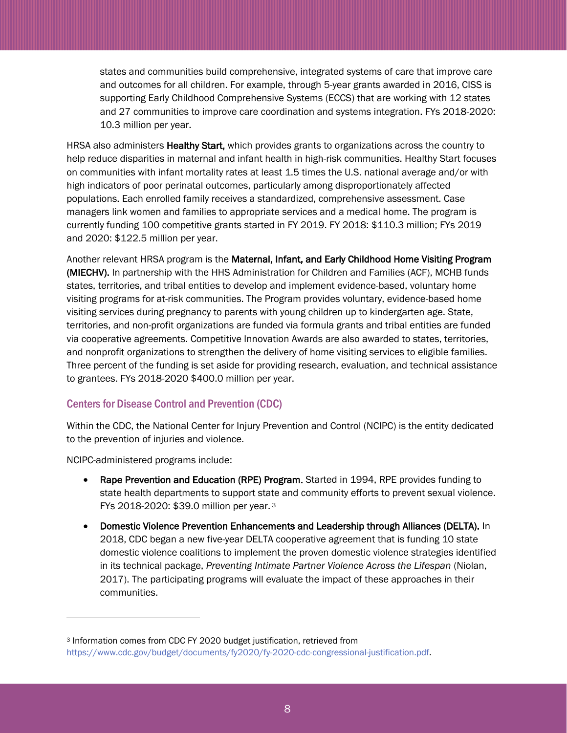states and communities build comprehensive, integrated systems of care that improve care and outcomes for all children. For example, through 5-year grants awarded in 2016, CISS is supporting Early Childhood Comprehensive Systems (ECCS) that are working with 12 states and 27 communities to improve care coordination and systems integration. FYs 2018-2020: 10.3 million per year.

HRSA also administers **Healthy Start,** which provides grants to organizations across the country to help reduce disparities in maternal and infant health in high-risk communities. Healthy Start focuses on communities with infant mortality rates at least 1.5 times the U.S. national average and/or with high indicators of poor perinatal outcomes, particularly among disproportionately affected populations. Each enrolled family receives a standardized, comprehensive assessment. Case managers link women and families to appropriate services and a medical home. The program is currently funding 100 competitive grants started in FY 2019. FY 2018: $110.3 million; FYs 2019 and 2020: $122.5 million per year.

Another relevant HRSA program is the **Maternal, Infant, and Early Childhood Home Visiting Program (MIECHV).** In partnership with the HHS Administration for Children and Families (ACF), MCHB funds states, territories, and tribal entities to develop and implement evidence-based, voluntary home visiting programs for at-risk communities. The Program provides voluntary, evidence-based home visiting services during pregnancy to parents with young children up to kindergarten age. State, territories, and non-profit organizations are funded via formula grants and tribal entities are funded via cooperative agreements. Competitive Innovation Awards are also awarded to states, territories, and nonprofit organizations to strengthen the delivery of home visiting services to eligible families. Three percent of the funding is set aside for providing research, evaluation, and technical assistance to grantees. FYs 2018-2020 $400.0 million per year.

### Centers for Disease Control and Prevention (CDC)

Within the CDC, the National Center for Injury Prevention and Control (NCIPC) is the entity dedicated to the prevention of injuries and violence.

NCIPC-administered programs include:

- **Rape Prevention and Education (RPE) Program.** Started in 1994, RPE provides funding to state health departments to support state and community efforts to prevent sexual violence. FYs 2018-2020: $39.0 million per year. [3]
- **Domestic Violence Prevention Enhancements and Leadership through Alliances (DELTA).** In 2018, CDC began a new five-year DELTA cooperative agreement that is funding 10 state domestic violence coalitions to implement the proven domestic violence strategies identified in its technical package, *Preventing Intimate Partner Violence Across the Lifespan* (Niolan, 2017). The participating programs will evaluate the impact of these approaches in their communities.

---

[3] Information comes from CDC FY 2020 budget justification, retrieved from https://www.cdc.gov/budget/documents/fy2020/fy-2020-cdc-congressional-justification.pdf.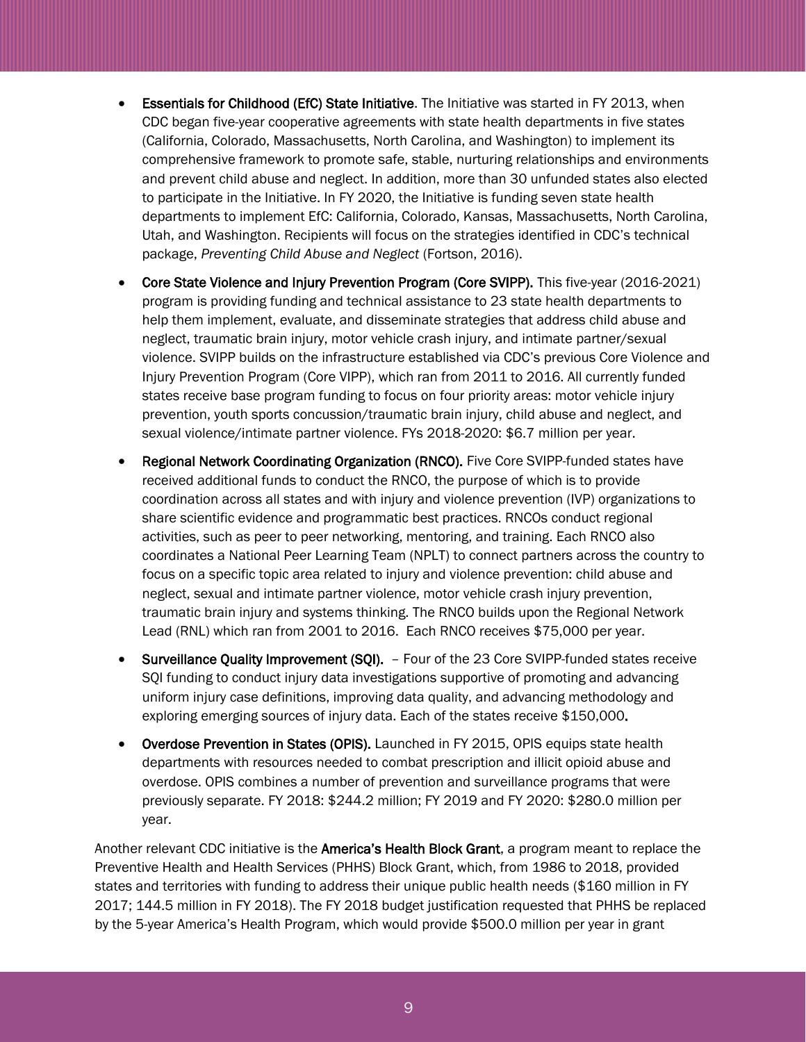- **Essentials for Childhood (EfC) State Initiative**. The Initiative was started in FY 2013, when CDC began five-year cooperative agreements with state health departments in five states (California, Colorado, Massachusetts, North Carolina, and Washington) to implement its comprehensive framework to promote safe, stable, nurturing relationships and environments and prevent child abuse and neglect. In addition, more than 30 unfunded states also elected to participate in the Initiative. In FY 2020, the Initiative is funding seven state health departments to implement EfC: California, Colorado, Kansas, Massachusetts, North Carolina, Utah, and Washington. Recipients will focus on the strategies identified in CDC's technical package, *Preventing Child Abuse and Neglect* (Fortson, 2016).

- **Core State Violence and Injury Prevention Program (Core SVIPP).** This five-year (2016-2021) program is providing funding and technical assistance to 23 state health departments to help them implement, evaluate, and disseminate strategies that address child abuse and neglect, traumatic brain injury, motor vehicle crash injury, and intimate partner/sexual violence. SVIPP builds on the infrastructure established via CDC's previous Core Violence and Injury Prevention Program (Core VIPP), which ran from 2011 to 2016. All currently funded states receive base program funding to focus on four priority areas: motor vehicle injury prevention, youth sports concussion/traumatic brain injury, child abuse and neglect, and sexual violence/intimate partner violence. FYs 2018-2020: $6.7 million per year.

- **Regional Network Coordinating Organization (RNCO).** Five Core SVIPP-funded states have received additional funds to conduct the RNCO, the purpose of which is to provide coordination across all states and with injury and violence prevention (IVP) organizations to share scientific evidence and programmatic best practices. RNCOs conduct regional activities, such as peer to peer networking, mentoring, and training. Each RNCO also coordinates a National Peer Learning Team (NPLT) to connect partners across the country to focus on a specific topic area related to injury and violence prevention: child abuse and neglect, sexual and intimate partner violence, motor vehicle crash injury prevention, traumatic brain injury and systems thinking. The RNCO builds upon the Regional Network Lead (RNL) which ran from 2001 to 2016. Each RNCO receives $75,000 per year.

- **Surveillance Quality Improvement (SQI).** – Four of the 23 Core SVIPP-funded states receive SQI funding to conduct injury data investigations supportive of promoting and advancing uniform injury case definitions, improving data quality, and advancing methodology and exploring emerging sources of injury data. Each of the states receive $150,000.

- **Overdose Prevention in States (OPIS).** Launched in FY 2015, OPIS equips state health departments with resources needed to combat prescription and illicit opioid abuse and overdose. OPIS combines a number of prevention and surveillance programs that were previously separate. FY 2018: $244.2 million; FY 2019 and FY 2020: $280.0 million per year.

Another relevant CDC initiative is the **America's Health Block Grant**, a program meant to replace the Preventive Health and Health Services (PHHS) Block Grant, which, from 1986 to 2018, provided states and territories with funding to address their unique public health needs ($160 million in FY 2017; 144.5 million in FY 2018). The FY 2018 budget justification requested that PHHS be replaced by the 5-year America's Health Program, which would provide $500.0 million per year in grant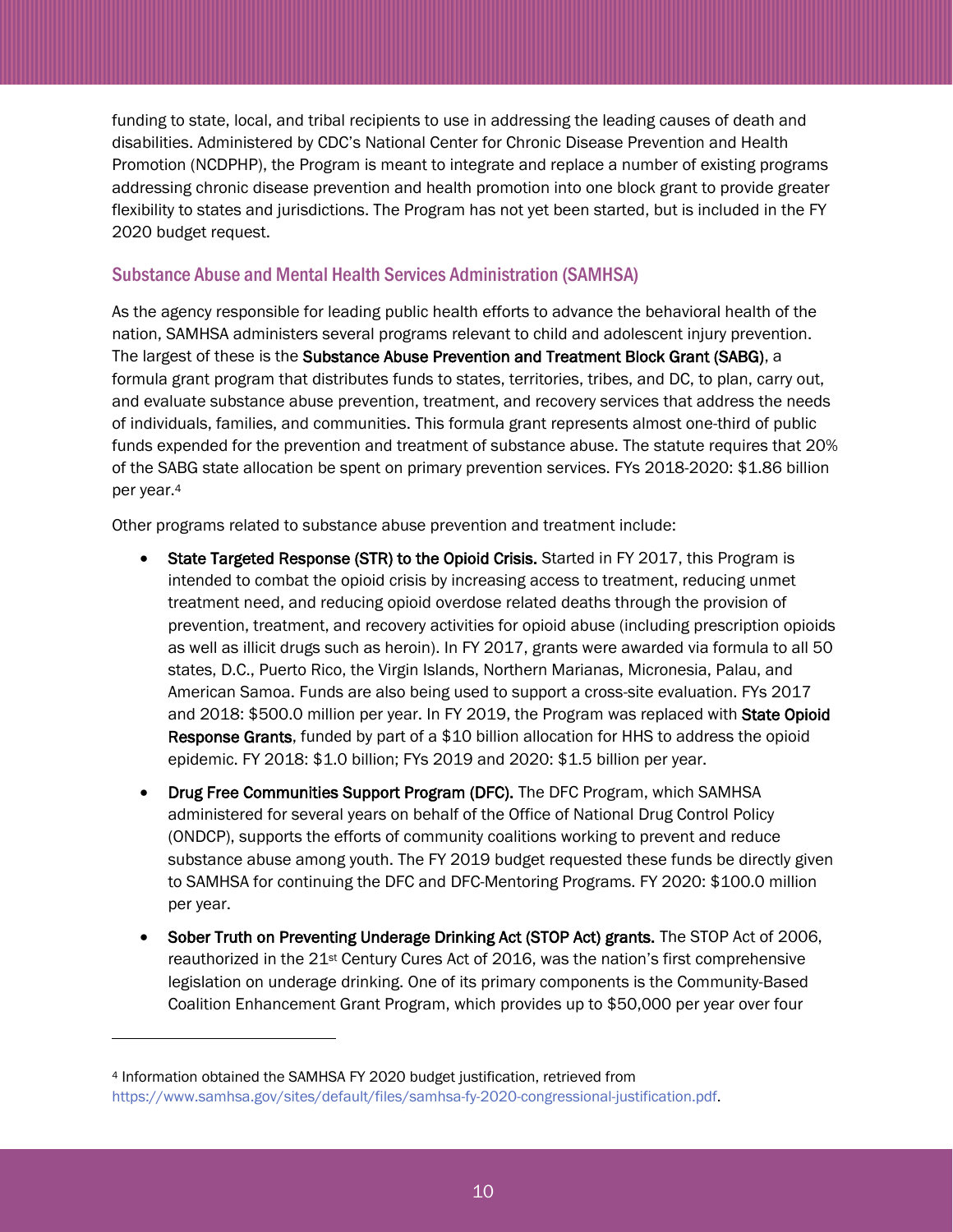funding to state, local, and tribal recipients to use in addressing the leading causes of death and disabilities. Administered by CDC's National Center for Chronic Disease Prevention and Health Promotion (NCDPHP), the Program is meant to integrate and replace a number of existing programs addressing chronic disease prevention and health promotion into one block grant to provide greater flexibility to states and jurisdictions. The Program has not yet been started, but is included in the FY 2020 budget request.

### Substance Abuse and Mental Health Services Administration (SAMHSA)

As the agency responsible for leading public health efforts to advance the behavioral health of the nation, SAMHSA administers several programs relevant to child and adolescent injury prevention. The largest of these is the **Substance Abuse Prevention and Treatment Block Grant (SABG)**, a formula grant program that distributes funds to states, territories, tribes, and DC, to plan, carry out, and evaluate substance abuse prevention, treatment, and recovery services that address the needs of individuals, families, and communities. This formula grant represents almost one-third of public funds expended for the prevention and treatment of substance abuse. The statute requires that 20% of the SABG state allocation be spent on primary prevention services. FYs 2018-2020: $1.86 billion per year.[4]

Other programs related to substance abuse prevention and treatment include:

- **State Targeted Response (STR) to the Opioid Crisis.** Started in FY 2017, this Program is intended to combat the opioid crisis by increasing access to treatment, reducing unmet treatment need, and reducing opioid overdose related deaths through the provision of prevention, treatment, and recovery activities for opioid abuse (including prescription opioids as well as illicit drugs such as heroin). In FY 2017, grants were awarded via formula to all 50 states, D.C., Puerto Rico, the Virgin Islands, Northern Marianas, Micronesia, Palau, and American Samoa. Funds are also being used to support a cross-site evaluation. FYs 2017 and 2018: $500.0 million per year. In FY 2019, the Program was replaced with **State Opioid Response Grants**, funded by part of a $10 billion allocation for HHS to address the opioid epidemic. FY 2018: $1.0 billion; FYs 2019 and 2020: $1.5 billion per year.
- **Drug Free Communities Support Program (DFC).** The DFC Program, which SAMHSA administered for several years on behalf of the Office of National Drug Control Policy (ONDCP), supports the efforts of community coalitions working to prevent and reduce substance abuse among youth. The FY 2019 budget requested these funds be directly given to SAMHSA for continuing the DFC and DFC-Mentoring Programs. FY 2020: $100.0 million per year.
- **Sober Truth on Preventing Underage Drinking Act (STOP Act) grants.** The STOP Act of 2006, reauthorized in the 21st Century Cures Act of 2016, was the nation's first comprehensive legislation on underage drinking. One of its primary components is the Community-Based Coalition Enhancement Grant Program, which provides up to $50,000 per year over four

---

[4] Information obtained the SAMHSA FY 2020 budget justification, retrieved from https://www.samhsa.gov/sites/default/files/samhsa-fy-2020-congressional-justification.pdf.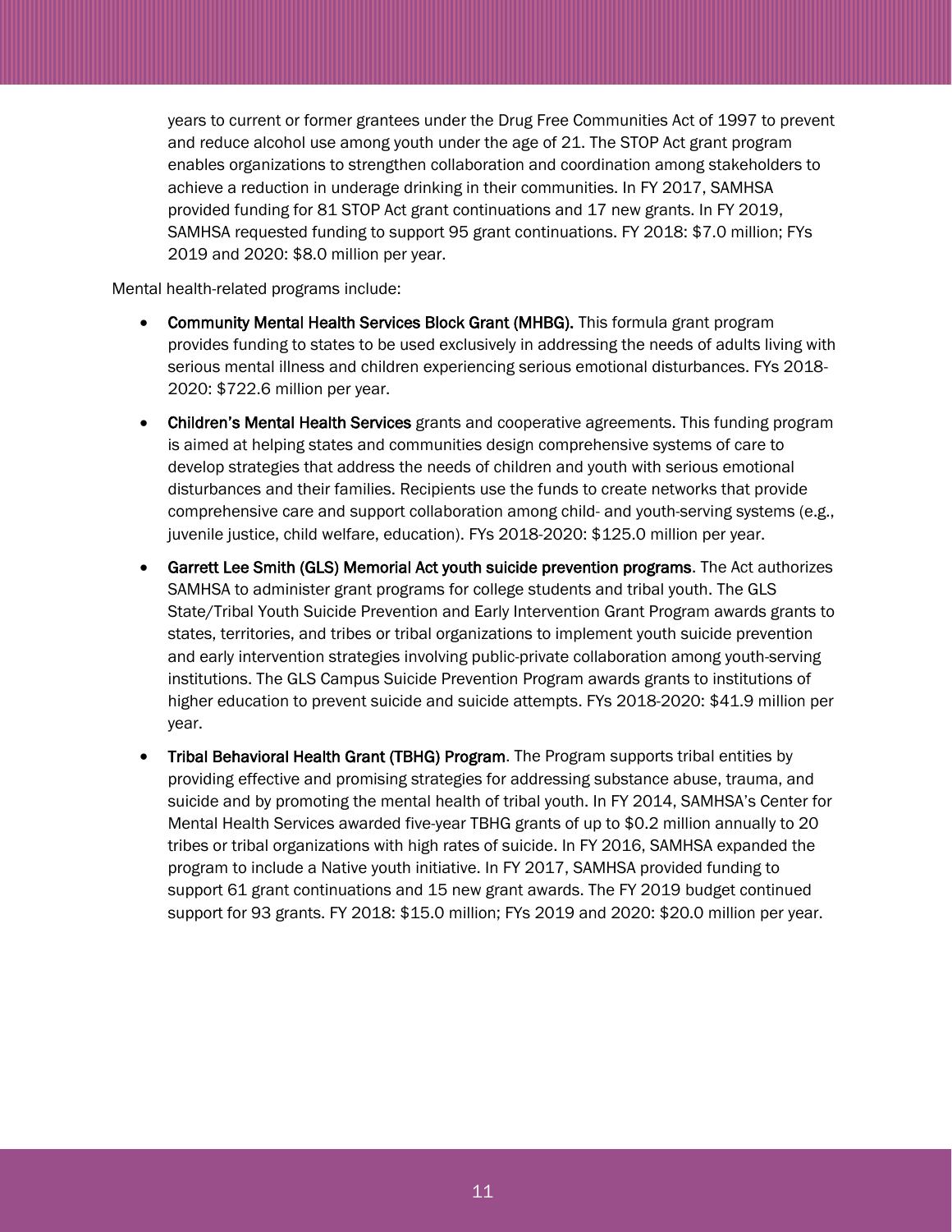years to current or former grantees under the Drug Free Communities Act of 1997 to prevent and reduce alcohol use among youth under the age of 21. The STOP Act grant program enables organizations to strengthen collaboration and coordination among stakeholders to achieve a reduction in underage drinking in their communities. In FY 2017, SAMHSA provided funding for 81 STOP Act grant continuations and 17 new grants. In FY 2019, SAMHSA requested funding to support 95 grant continuations. FY 2018: $7.0 million; FYs 2019 and 2020: $8.0 million per year.

Mental health-related programs include:

- **Community Mental Health Services Block Grant (MHBG).** This formula grant program provides funding to states to be used exclusively in addressing the needs of adults living with serious mental illness and children experiencing serious emotional disturbances. FYs 2018-2020: $722.6 million per year.
- **Children's Mental Health Services** grants and cooperative agreements. This funding program is aimed at helping states and communities design comprehensive systems of care to develop strategies that address the needs of children and youth with serious emotional disturbances and their families. Recipients use the funds to create networks that provide comprehensive care and support collaboration among child- and youth-serving systems (e.g., juvenile justice, child welfare, education). FYs 2018-2020: $125.0 million per year.
- **Garrett Lee Smith (GLS) Memorial Act youth suicide prevention programs**. The Act authorizes SAMHSA to administer grant programs for college students and tribal youth. The GLS State/Tribal Youth Suicide Prevention and Early Intervention Grant Program awards grants to states, territories, and tribes or tribal organizations to implement youth suicide prevention and early intervention strategies involving public-private collaboration among youth-serving institutions. The GLS Campus Suicide Prevention Program awards grants to institutions of higher education to prevent suicide and suicide attempts. FYs 2018-2020: $41.9 million per year.
- **Tribal Behavioral Health Grant (TBHG) Program**. The Program supports tribal entities by providing effective and promising strategies for addressing substance abuse, trauma, and suicide and by promoting the mental health of tribal youth. In FY 2014, SAMHSA's Center for Mental Health Services awarded five-year TBHG grants of up to $0.2 million annually to 20 tribes or tribal organizations with high rates of suicide. In FY 2016, SAMHSA expanded the program to include a Native youth initiative. In FY 2017, SAMHSA provided funding to support 61 grant continuations and 15 new grant awards. The FY 2019 budget continued support for 93 grants. FY 2018: $15.0 million; FYs 2019 and 2020: $20.0 million per year.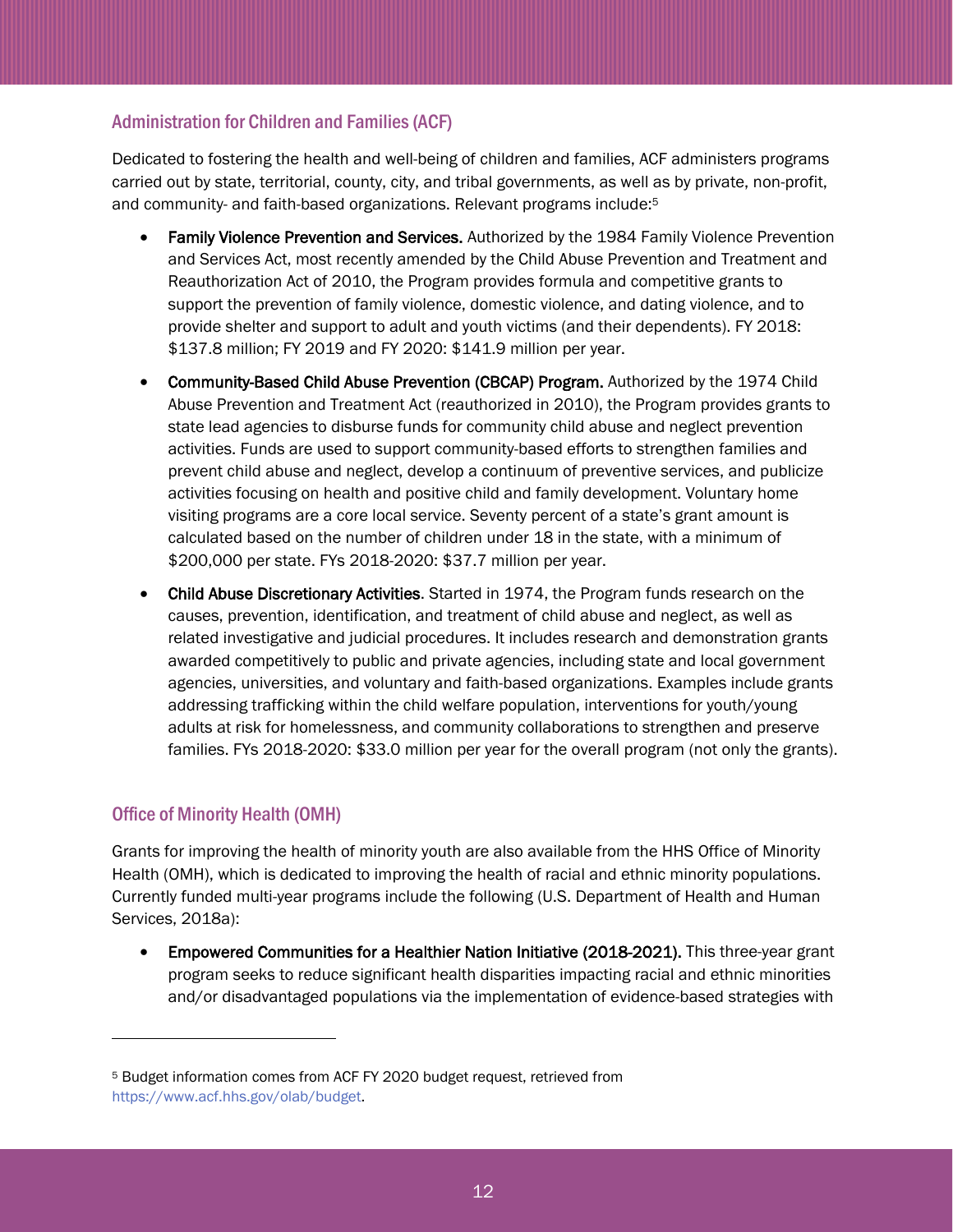## Administration for Children and Families (ACF)

Dedicated to fostering the health and well-being of children and families, ACF administers programs carried out by state, territorial, county, city, and tribal governments, as well as by private, non-profit, and community- and faith-based organizations. Relevant programs include:[5]

- **Family Violence Prevention and Services.** Authorized by the 1984 Family Violence Prevention and Services Act, most recently amended by the Child Abuse Prevention and Treatment and Reauthorization Act of 2010, the Program provides formula and competitive grants to support the prevention of family violence, domestic violence, and dating violence, and to provide shelter and support to adult and youth victims (and their dependents). FY 2018: $137.8 million; FY 2019 and FY 2020: $141.9 million per year.
- **Community-Based Child Abuse Prevention (CBCAP) Program.** Authorized by the 1974 Child Abuse Prevention and Treatment Act (reauthorized in 2010), the Program provides grants to state lead agencies to disburse funds for community child abuse and neglect prevention activities. Funds are used to support community-based efforts to strengthen families and prevent child abuse and neglect, develop a continuum of preventive services, and publicize activities focusing on health and positive child and family development. Voluntary home visiting programs are a core local service. Seventy percent of a state's grant amount is calculated based on the number of children under 18 in the state, with a minimum of $200,000 per state. FYs 2018-2020: $37.7 million per year.
- **Child Abuse Discretionary Activities**. Started in 1974, the Program funds research on the causes, prevention, identification, and treatment of child abuse and neglect, as well as related investigative and judicial procedures. It includes research and demonstration grants awarded competitively to public and private agencies, including state and local government agencies, universities, and voluntary and faith-based organizations. Examples include grants addressing trafficking within the child welfare population, interventions for youth/young adults at risk for homelessness, and community collaborations to strengthen and preserve families. FYs 2018-2020: $33.0 million per year for the overall program (not only the grants).

## Office of Minority Health (OMH)

Grants for improving the health of minority youth are also available from the HHS Office of Minority Health (OMH), which is dedicated to improving the health of racial and ethnic minority populations. Currently funded multi-year programs include the following (U.S. Department of Health and Human Services, 2018a):

- **Empowered Communities for a Healthier Nation Initiative (2018-2021).** This three-year grant program seeks to reduce significant health disparities impacting racial and ethnic minorities and/or disadvantaged populations via the implementation of evidence-based strategies with

---

[5] Budget information comes from ACF FY 2020 budget request, retrieved from https://www.acf.hhs.gov/olab/budget.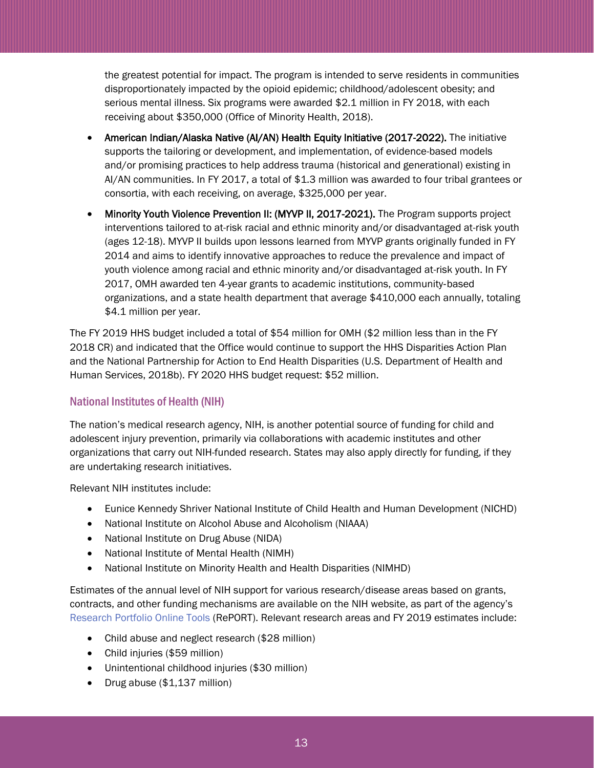the greatest potential for impact. The program is intended to serve residents in communities disproportionately impacted by the opioid epidemic; childhood/adolescent obesity; and serious mental illness. Six programs were awarded $2.1 million in FY 2018, with each receiving about $350,000 (Office of Minority Health, 2018).

- **American Indian/Alaska Native (AI/AN) Health Equity Initiative (2017-2022).** The initiative supports the tailoring or development, and implementation, of evidence-based models and/or promising practices to help address trauma (historical and generational) existing in AI/AN communities. In FY 2017, a total of $1.3 million was awarded to four tribal grantees or consortia, with each receiving, on average, $325,000 per year.
- **Minority Youth Violence Prevention II: (MYVP II, 2017-2021).** The Program supports project interventions tailored to at-risk racial and ethnic minority and/or disadvantaged at-risk youth (ages 12-18). MYVP II builds upon lessons learned from MYVP grants originally funded in FY 2014 and aims to identify innovative approaches to reduce the prevalence and impact of youth violence among racial and ethnic minority and/or disadvantaged at-risk youth. In FY 2017, OMH awarded ten 4-year grants to academic institutions, community-based organizations, and a state health department that average $410,000 each annually, totaling $4.1 million per year.

The FY 2019 HHS budget included a total of $54 million for OMH ($2 million less than in the FY 2018 CR) and indicated that the Office would continue to support the HHS Disparities Action Plan and the National Partnership for Action to End Health Disparities (U.S. Department of Health and Human Services, 2018b). FY 2020 HHS budget request: $52 million.

## National Institutes of Health (NIH)

The nation's medical research agency, NIH, is another potential source of funding for child and adolescent injury prevention, primarily via collaborations with academic institutes and other organizations that carry out NIH-funded research. States may also apply directly for funding, if they are undertaking research initiatives.

Relevant NIH institutes include:

- Eunice Kennedy Shriver National Institute of Child Health and Human Development (NICHD)
- National Institute on Alcohol Abuse and Alcoholism (NIAAA)
- National Institute on Drug Abuse (NIDA)
- National Institute of Mental Health (NIMH)
- National Institute on Minority Health and Health Disparities (NIMHD)

Estimates of the annual level of NIH support for various research/disease areas based on grants, contracts, and other funding mechanisms are available on the NIH website, as part of the agency's Research Portfolio Online Tools (RePORT). Relevant research areas and FY 2019 estimates include:

- Child abuse and neglect research ($28 million)
- Child injuries ($59 million)
- Unintentional childhood injuries ($30 million)
- Drug abuse ($1,137 million)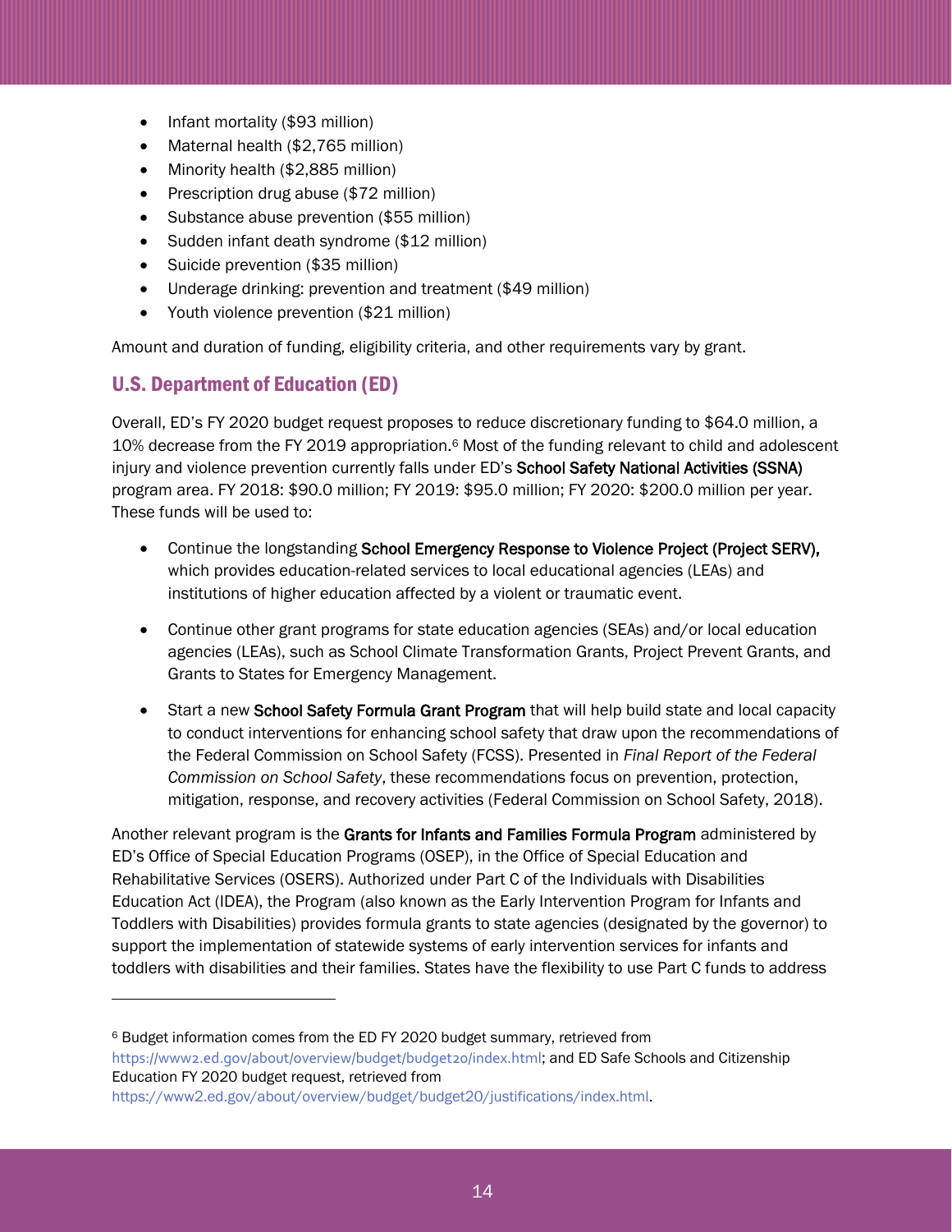- Infant mortality ($93 million)
- Maternal health ($2,765 million)
- Minority health ($2,885 million)
- Prescription drug abuse ($72 million)
- Substance abuse prevention ($55 million)
- Sudden infant death syndrome ($12 million)
- Suicide prevention ($35 million)
- Underage drinking: prevention and treatment ($49 million)
- Youth violence prevention ($21 million)

Amount and duration of funding, eligibility criteria, and other requirements vary by grant.

## U.S. Department of Education (ED)

Overall, ED's FY 2020 budget request proposes to reduce discretionary funding to $64.0 million, a 10% decrease from the FY 2019 appropriation.[6] Most of the funding relevant to child and adolescent injury and violence prevention currently falls under ED's **School Safety National Activities (SSNA)** program area. FY 2018: $90.0 million; FY 2019: $95.0 million; FY 2020: $200.0 million per year. These funds will be used to:

- Continue the longstanding **School Emergency Response to Violence Project (Project SERV),** which provides education-related services to local educational agencies (LEAs) and institutions of higher education affected by a violent or traumatic event.
- Continue other grant programs for state education agencies (SEAs) and/or local education agencies (LEAs), such as School Climate Transformation Grants, Project Prevent Grants, and Grants to States for Emergency Management.
- Start a new **School Safety Formula Grant Program** that will help build state and local capacity to conduct interventions for enhancing school safety that draw upon the recommendations of the Federal Commission on School Safety (FCSS). Presented in *Final Report of the Federal Commission on School Safety*, these recommendations focus on prevention, protection, mitigation, response, and recovery activities (Federal Commission on School Safety, 2018).

Another relevant program is the **Grants for Infants and Families Formula Program** administered by ED's Office of Special Education Programs (OSEP), in the Office of Special Education and Rehabilitative Services (OSERS). Authorized under Part C of the Individuals with Disabilities Education Act (IDEA), the Program (also known as the Early Intervention Program for Infants and Toddlers with Disabilities) provides formula grants to state agencies (designated by the governor) to support the implementation of statewide systems of early intervention services for infants and toddlers with disabilities and their families. States have the flexibility to use Part C funds to address

---

[6] Budget information comes from the ED FY 2020 budget summary, retrieved from https://www2.ed.gov/about/overview/budget/budget20/index.html; and ED Safe Schools and Citizenship Education FY 2020 budget request, retrieved from https://www2.ed.gov/about/overview/budget/budget20/justifications/index.html.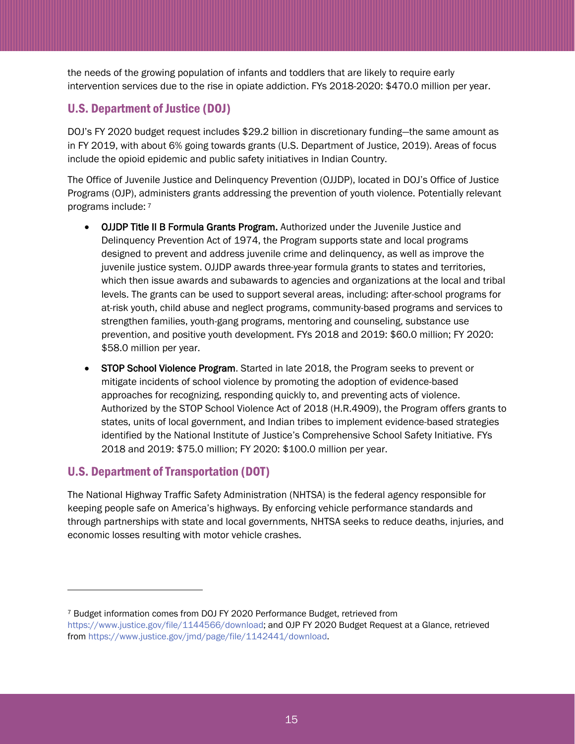the needs of the growing population of infants and toddlers that are likely to require early intervention services due to the rise in opiate addiction. FYs 2018-2020: $470.0 million per year.

## U.S. Department of Justice (DOJ)

DOJ's FY 2020 budget request includes $29.2 billion in discretionary funding—the same amount as in FY 2019, with about 6% going towards grants (U.S. Department of Justice, 2019). Areas of focus include the opioid epidemic and public safety initiatives in Indian Country.

The Office of Juvenile Justice and Delinquency Prevention (OJJDP), located in DOJ's Office of Justice Programs (OJP), administers grants addressing the prevention of youth violence. Potentially relevant programs include: [7]

- **OJJDP Title II B Formula Grants Program.** Authorized under the Juvenile Justice and Delinquency Prevention Act of 1974, the Program supports state and local programs designed to prevent and address juvenile crime and delinquency, as well as improve the juvenile justice system. OJJDP awards three-year formula grants to states and territories, which then issue awards and subawards to agencies and organizations at the local and tribal levels. The grants can be used to support several areas, including: after-school programs for at-risk youth, child abuse and neglect programs, community-based programs and services to strengthen families, youth-gang programs, mentoring and counseling, substance use prevention, and positive youth development. FYs 2018 and 2019: $60.0 million; FY 2020: $58.0 million per year.
- **STOP School Violence Program**. Started in late 2018, the Program seeks to prevent or mitigate incidents of school violence by promoting the adoption of evidence-based approaches for recognizing, responding quickly to, and preventing acts of violence. Authorized by the STOP School Violence Act of 2018 (H.R.4909), the Program offers grants to states, units of local government, and Indian tribes to implement evidence-based strategies identified by the National Institute of Justice's Comprehensive School Safety Initiative. FYs 2018 and 2019: $75.0 million; FY 2020: $100.0 million per year.

## U.S. Department of Transportation (DOT)

The National Highway Traffic Safety Administration (NHTSA) is the federal agency responsible for keeping people safe on America's highways. By enforcing vehicle performance standards and through partnerships with state and local governments, NHTSA seeks to reduce deaths, injuries, and economic losses resulting with motor vehicle crashes.

---

[7] Budget information comes from DOJ FY 2020 Performance Budget, retrieved from https://www.justice.gov/file/1144566/download; and OJP FY 2020 Budget Request at a Glance, retrieved from https://www.justice.gov/jmd/page/file/1142441/download.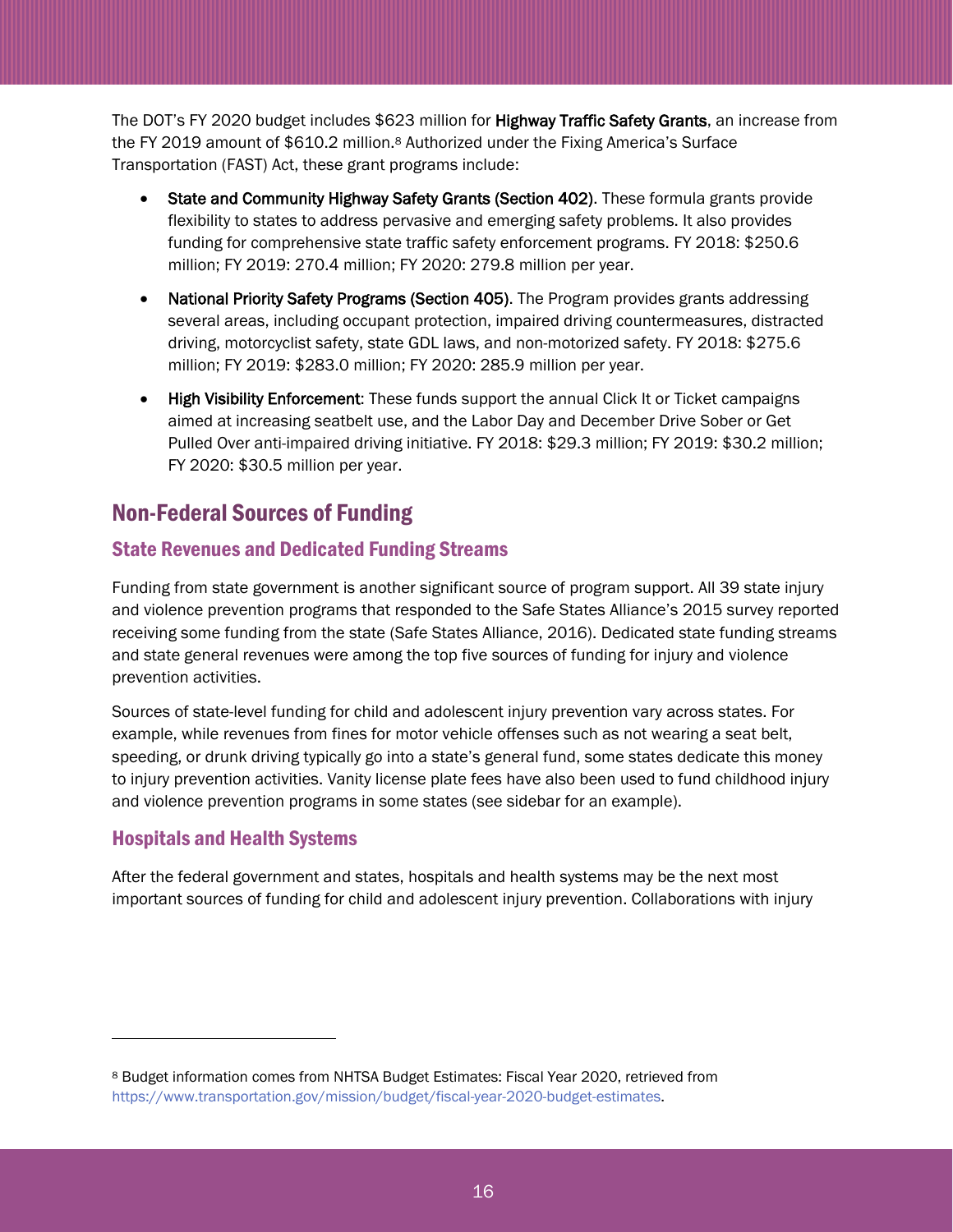The DOT's FY 2020 budget includes $623 million for **Highway Traffic Safety Grants**, an increase from the FY 2019 amount of $610.2 million.[8] Authorized under the Fixing America's Surface Transportation (FAST) Act, these grant programs include:

- **State and Community Highway Safety Grants (Section 402)**. These formula grants provide flexibility to states to address pervasive and emerging safety problems. It also provides funding for comprehensive state traffic safety enforcement programs. FY 2018: $250.6 million; FY 2019: 270.4 million; FY 2020: 279.8 million per year.
- **National Priority Safety Programs (Section 405)**. The Program provides grants addressing several areas, including occupant protection, impaired driving countermeasures, distracted driving, motorcyclist safety, state GDL laws, and non-motorized safety. FY 2018: $275.6 million; FY 2019: $283.0 million; FY 2020: 285.9 million per year.
- **High Visibility Enforcement**: These funds support the annual Click It or Ticket campaigns aimed at increasing seatbelt use, and the Labor Day and December Drive Sober or Get Pulled Over anti-impaired driving initiative. FY 2018: $29.3 million; FY 2019: $30.2 million; FY 2020: $30.5 million per year.

## Non-Federal Sources of Funding

### State Revenues and Dedicated Funding Streams

Funding from state government is another significant source of program support. All 39 state injury and violence prevention programs that responded to the Safe States Alliance's 2015 survey reported receiving some funding from the state (Safe States Alliance, 2016). Dedicated state funding streams and state general revenues were among the top five sources of funding for injury and violence prevention activities.

Sources of state-level funding for child and adolescent injury prevention vary across states. For example, while revenues from fines for motor vehicle offenses such as not wearing a seat belt, speeding, or drunk driving typically go into a state's general fund, some states dedicate this money to injury prevention activities. Vanity license plate fees have also been used to fund childhood injury and violence prevention programs in some states (see sidebar for an example).

### Hospitals and Health Systems

After the federal government and states, hospitals and health systems may be the next most important sources of funding for child and adolescent injury prevention. Collaborations with injury

---

[8] Budget information comes from NHTSA Budget Estimates: Fiscal Year 2020, retrieved from https://www.transportation.gov/mission/budget/fiscal-year-2020-budget-estimates.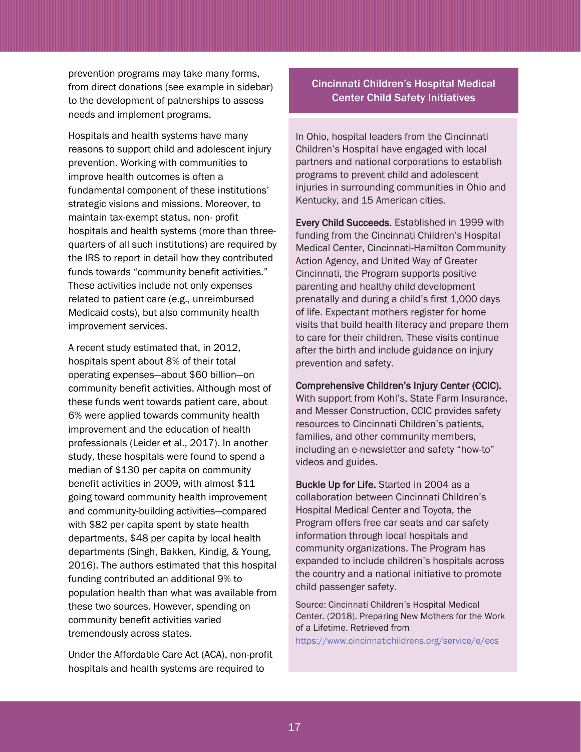prevention programs may take many forms, from direct donations (see example in sidebar) to the development of patnerships to assess needs and implement programs.

Hospitals and health systems have many reasons to support child and adolescent injury prevention. Working with communities to improve health outcomes is often a fundamental component of these institutions' strategic visions and missions. Moreover, to maintain tax-exempt status, non- profit hospitals and health systems (more than three-quarters of all such institutions) are required by the IRS to report in detail how they contributed funds towards "community benefit activities." These activities include not only expenses related to patient care (e.g., unreimbursed Medicaid costs), but also community health improvement services.

A recent study estimated that, in 2012, hospitals spent about 8% of their total operating expenses—about $60 billion—on community benefit activities. Although most of these funds went towards patient care, about 6% were applied towards community health improvement and the education of health professionals (Leider et al., 2017). In another study, these hospitals were found to spend a median of $130 per capita on community benefit activities in 2009, with almost $11 going toward community health improvement and community-building activities—compared with $82 per capita spent by state health departments, $48 per capita by local health departments (Singh, Bakken, Kindig, & Young, 2016). The authors estimated that this hospital funding contributed an additional 9% to population health than what was available from these two sources. However, spending on community benefit activities varied tremendously across states.

Under the Affordable Care Act (ACA), non-profit hospitals and health systems are required to

## Cincinnati Children's Hospital Medical Center Child Safety Initiatives

In Ohio, hospital leaders from the Cincinnati Children's Hospital have engaged with local partners and national corporations to establish programs to prevent child and adolescent injuries in surrounding communities in Ohio and Kentucky, and 15 American cities.

**Every Child Succeeds.** Established in 1999 with funding from the Cincinnati Children's Hospital Medical Center, Cincinnati-Hamilton Community Action Agency, and United Way of Greater Cincinnati, the Program supports positive parenting and healthy child development prenatally and during a child's first 1,000 days of life. Expectant mothers register for home visits that build health literacy and prepare them to care for their children. These visits continue after the birth and include guidance on injury prevention and safety.

**Comprehensive Children's Injury Center (CCIC).** With support from Kohl's, State Farm Insurance, and Messer Construction, CCIC provides safety resources to Cincinnati Children's patients, families, and other community members, including an e-newsletter and safety "how-to" videos and guides.

**Buckle Up for Life.** Started in 2004 as a collaboration between Cincinnati Children's Hospital Medical Center and Toyota, the Program offers free car seats and car safety information through local hospitals and community organizations. The Program has expanded to include children's hospitals across the country and a national initiative to promote child passenger safety.

Source: Cincinnati Children's Hospital Medical Center. (2018). Preparing New Mothers for the Work of a Lifetime. Retrieved from https://www.cincinnatichildrens.org/service/e/ecs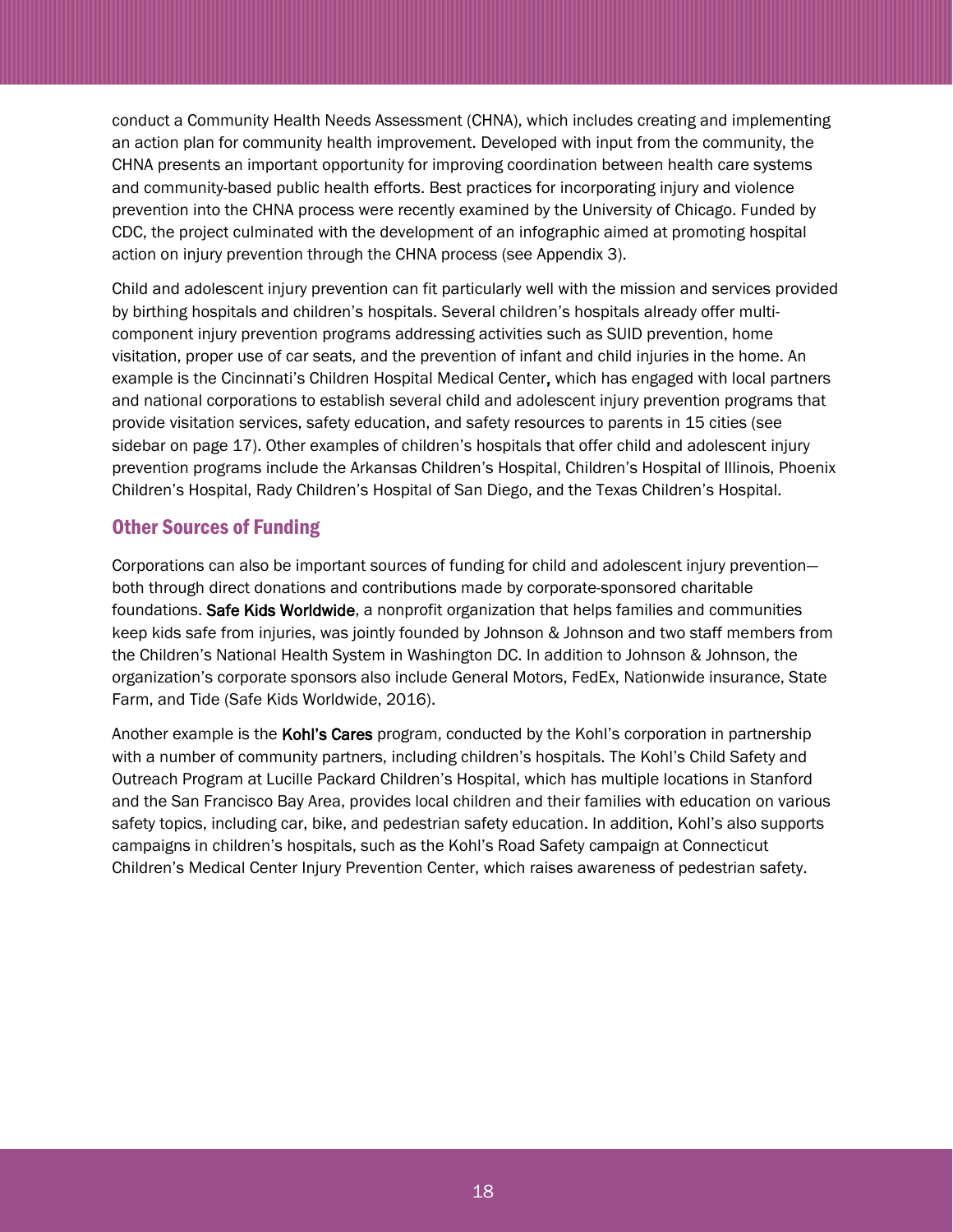conduct a Community Health Needs Assessment (CHNA), which includes creating and implementing an action plan for community health improvement. Developed with input from the community, the CHNA presents an important opportunity for improving coordination between health care systems and community-based public health efforts. Best practices for incorporating injury and violence prevention into the CHNA process were recently examined by the University of Chicago. Funded by CDC, the project culminated with the development of an infographic aimed at promoting hospital action on injury prevention through the CHNA process (see Appendix 3).

Child and adolescent injury prevention can fit particularly well with the mission and services provided by birthing hospitals and children's hospitals. Several children's hospitals already offer multi-component injury prevention programs addressing activities such as SUID prevention, home visitation, proper use of car seats, and the prevention of infant and child injuries in the home. An example is the Cincinnati's Children Hospital Medical Center, which has engaged with local partners and national corporations to establish several child and adolescent injury prevention programs that provide visitation services, safety education, and safety resources to parents in 15 cities (see sidebar on page 17). Other examples of children's hospitals that offer child and adolescent injury prevention programs include the Arkansas Children's Hospital, Children's Hospital of Illinois, Phoenix Children's Hospital, Rady Children's Hospital of San Diego, and the Texas Children's Hospital.

## Other Sources of Funding

Corporations can also be important sources of funding for child and adolescent injury prevention—both through direct donations and contributions made by corporate-sponsored charitable foundations. **Safe Kids Worldwide**, a nonprofit organization that helps families and communities keep kids safe from injuries, was jointly founded by Johnson & Johnson and two staff members from the Children's National Health System in Washington DC. In addition to Johnson & Johnson, the organization's corporate sponsors also include General Motors, FedEx, Nationwide insurance, State Farm, and Tide (Safe Kids Worldwide, 2016).

Another example is the **Kohl's Cares** program, conducted by the Kohl's corporation in partnership with a number of community partners, including children's hospitals. The Kohl's Child Safety and Outreach Program at Lucille Packard Children's Hospital, which has multiple locations in Stanford and the San Francisco Bay Area, provides local children and their families with education on various safety topics, including car, bike, and pedestrian safety education. In addition, Kohl's also supports campaigns in children's hospitals, such as the Kohl's Road Safety campaign at Connecticut Children's Medical Center Injury Prevention Center, which raises awareness of pedestrian safety.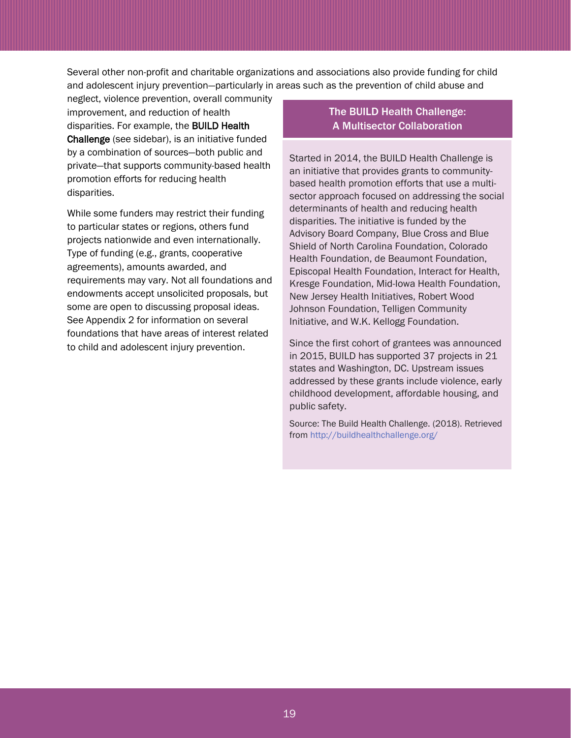Several other non-profit and charitable organizations and associations also provide funding for child and adolescent injury prevention—particularly in areas such as the prevention of child abuse and neglect, violence prevention, overall community improvement, and reduction of health disparities. For example, the **BUILD Health Challenge** (see sidebar), is an initiative funded by a combination of sources—both public and private—that supports community-based health promotion efforts for reducing health disparities.

While some funders may restrict their funding to particular states or regions, others fund projects nationwide and even internationally. Type of funding (e.g., grants, cooperative agreements), amounts awarded, and requirements may vary. Not all foundations and endowments accept unsolicited proposals, but some are open to discussing proposal ideas. See Appendix 2 for information on several foundations that have areas of interest related to child and adolescent injury prevention.

### The BUILD Health Challenge: A Multisector Collaboration

Started in 2014, the BUILD Health Challenge is an initiative that provides grants to community-based health promotion efforts that use a multi-sector approach focused on addressing the social determinants of health and reducing health disparities. The initiative is funded by the Advisory Board Company, Blue Cross and Blue Shield of North Carolina Foundation, Colorado Health Foundation, de Beaumont Foundation, Episcopal Health Foundation, Interact for Health, Kresge Foundation, Mid-Iowa Health Foundation, New Jersey Health Initiatives, Robert Wood Johnson Foundation, Telligen Community Initiative, and W.K. Kellogg Foundation.

Since the first cohort of grantees was announced in 2015, BUILD has supported 37 projects in 21 states and Washington, DC. Upstream issues addressed by these grants include violence, early childhood development, affordable housing, and public safety.

Source: The Build Health Challenge. (2018). Retrieved from http://buildhealthchallenge.org/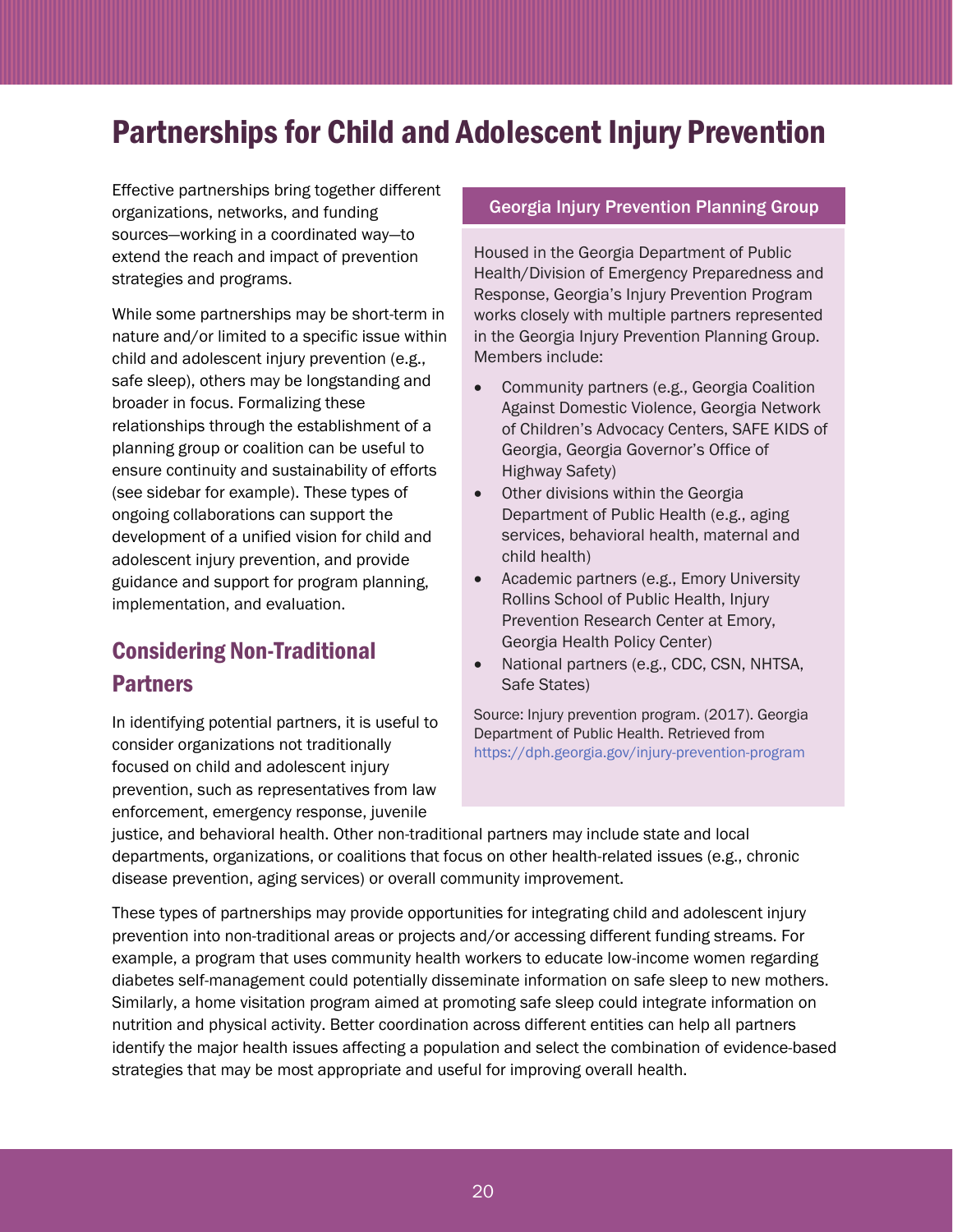# Partnerships for Child and Adolescent Injury Prevention

Effective partnerships bring together different organizations, networks, and funding sources—working in a coordinated way—to extend the reach and impact of prevention strategies and programs.

While some partnerships may be short-term in nature and/or limited to a specific issue within child and adolescent injury prevention (e.g., safe sleep), others may be longstanding and broader in focus. Formalizing these relationships through the establishment of a planning group or coalition can be useful to ensure continuity and sustainability of efforts (see sidebar for example). These types of ongoing collaborations can support the development of a unified vision for child and adolescent injury prevention, and provide guidance and support for program planning, implementation, and evaluation.

## Considering Non-Traditional Partners

In identifying potential partners, it is useful to consider organizations not traditionally focused on child and adolescent injury prevention, such as representatives from law enforcement, emergency response, juvenile justice, and behavioral health. Other non-traditional partners may include state and local departments, organizations, or coalitions that focus on other health-related issues (e.g., chronic disease prevention, aging services) or overall community improvement.

These types of partnerships may provide opportunities for integrating child and adolescent injury prevention into non-traditional areas or projects and/or accessing different funding streams. For example, a program that uses community health workers to educate low-income women regarding diabetes self-management could potentially disseminate information on safe sleep to new mothers. Similarly, a home visitation program aimed at promoting safe sleep could integrate information on nutrition and physical activity. Better coordination across different entities can help all partners identify the major health issues affecting a population and select the combination of evidence-based strategies that may be most appropriate and useful for improving overall health.

### Georgia Injury Prevention Planning Group

Housed in the Georgia Department of Public Health/Division of Emergency Preparedness and Response, Georgia's Injury Prevention Program works closely with multiple partners represented in the Georgia Injury Prevention Planning Group. Members include:

- Community partners (e.g., Georgia Coalition Against Domestic Violence, Georgia Network of Children's Advocacy Centers, SAFE KIDS of Georgia, Georgia Governor's Office of Highway Safety)
- Other divisions within the Georgia Department of Public Health (e.g., aging services, behavioral health, maternal and child health)
- Academic partners (e.g., Emory University Rollins School of Public Health, Injury Prevention Research Center at Emory, Georgia Health Policy Center)
- National partners (e.g., CDC, CSN, NHTSA, Safe States)

Source: Injury prevention program. (2017). Georgia Department of Public Health. Retrieved from https://dph.georgia.gov/injury-prevention-program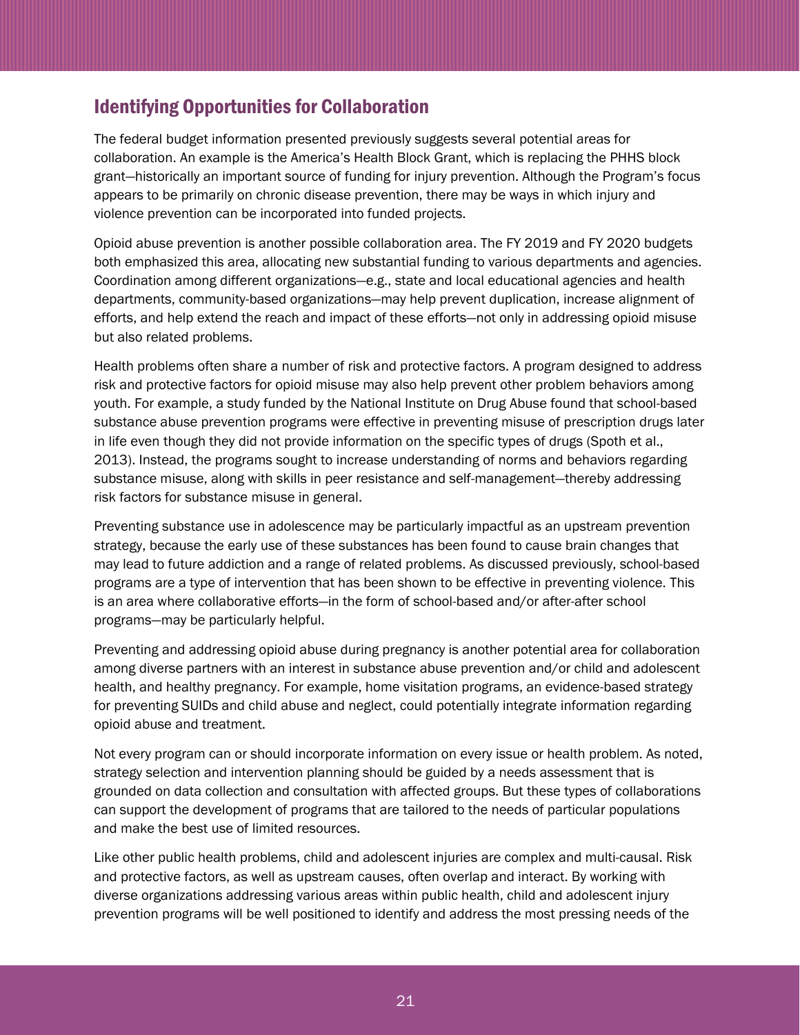## Identifying Opportunities for Collaboration

The federal budget information presented previously suggests several potential areas for collaboration. An example is the America's Health Block Grant, which is replacing the PHHS block grant—historically an important source of funding for injury prevention. Although the Program's focus appears to be primarily on chronic disease prevention, there may be ways in which injury and violence prevention can be incorporated into funded projects.

Opioid abuse prevention is another possible collaboration area. The FY 2019 and FY 2020 budgets both emphasized this area, allocating new substantial funding to various departments and agencies. Coordination among different organizations—e.g., state and local educational agencies and health departments, community-based organizations—may help prevent duplication, increase alignment of efforts, and help extend the reach and impact of these efforts—not only in addressing opioid misuse but also related problems.

Health problems often share a number of risk and protective factors. A program designed to address risk and protective factors for opioid misuse may also help prevent other problem behaviors among youth. For example, a study funded by the National Institute on Drug Abuse found that school-based substance abuse prevention programs were effective in preventing misuse of prescription drugs later in life even though they did not provide information on the specific types of drugs (Spoth et al., 2013). Instead, the programs sought to increase understanding of norms and behaviors regarding substance misuse, along with skills in peer resistance and self-management—thereby addressing risk factors for substance misuse in general.

Preventing substance use in adolescence may be particularly impactful as an upstream prevention strategy, because the early use of these substances has been found to cause brain changes that may lead to future addiction and a range of related problems. As discussed previously, school-based programs are a type of intervention that has been shown to be effective in preventing violence. This is an area where collaborative efforts—in the form of school-based and/or after-after school programs—may be particularly helpful.

Preventing and addressing opioid abuse during pregnancy is another potential area for collaboration among diverse partners with an interest in substance abuse prevention and/or child and adolescent health, and healthy pregnancy. For example, home visitation programs, an evidence-based strategy for preventing SUIDs and child abuse and neglect, could potentially integrate information regarding opioid abuse and treatment.

Not every program can or should incorporate information on every issue or health problem. As noted, strategy selection and intervention planning should be guided by a needs assessment that is grounded on data collection and consultation with affected groups. But these types of collaborations can support the development of programs that are tailored to the needs of particular populations and make the best use of limited resources.

Like other public health problems, child and adolescent injuries are complex and multi-causal. Risk and protective factors, as well as upstream causes, often overlap and interact. By working with diverse organizations addressing various areas within public health, child and adolescent injury prevention programs will be well positioned to identify and address the most pressing needs of the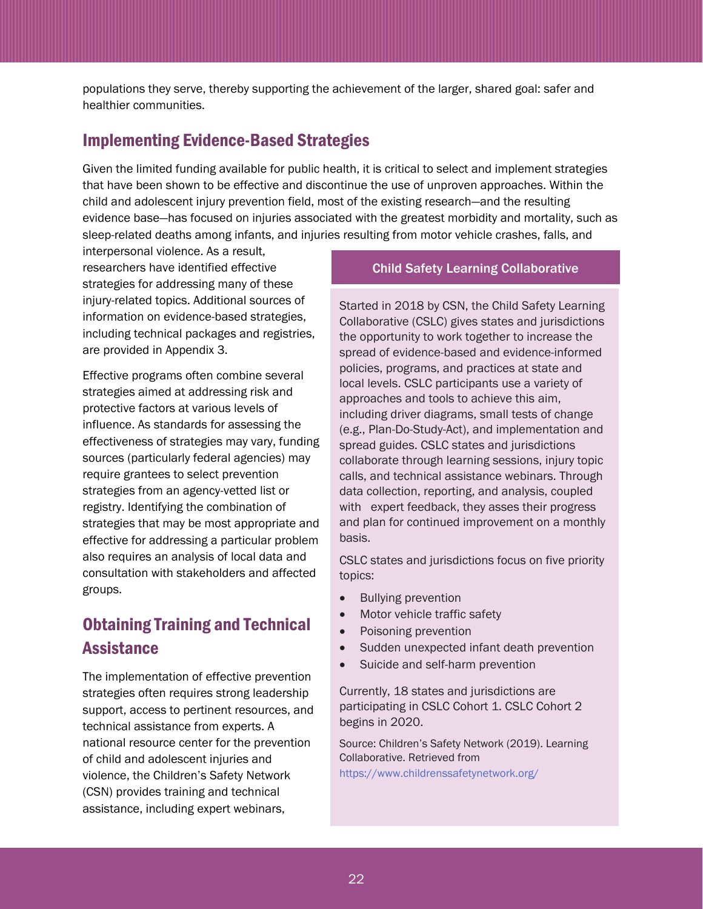populations they serve, thereby supporting the achievement of the larger, shared goal: safer and healthier communities.

## Implementing Evidence-Based Strategies

Given the limited funding available for public health, it is critical to select and implement strategies that have been shown to be effective and discontinue the use of unproven approaches. Within the child and adolescent injury prevention field, most of the existing research—and the resulting evidence base—has focused on injuries associated with the greatest morbidity and mortality, such as sleep-related deaths among infants, and injuries resulting from motor vehicle crashes, falls, and interpersonal violence. As a result, researchers have identified effective strategies for addressing many of these injury-related topics. Additional sources of information on evidence-based strategies, including technical packages and registries, are provided in Appendix 3.

Effective programs often combine several strategies aimed at addressing risk and protective factors at various levels of influence. As standards for assessing the effectiveness of strategies may vary, funding sources (particularly federal agencies) may require grantees to select prevention strategies from an agency-vetted list or registry. Identifying the combination of strategies that may be most appropriate and effective for addressing a particular problem also requires an analysis of local data and consultation with stakeholders and affected groups.

## Obtaining Training and Technical Assistance

The implementation of effective prevention strategies often requires strong leadership support, access to pertinent resources, and technical assistance from experts. A national resource center for the prevention of child and adolescent injuries and violence, the Children's Safety Network (CSN) provides training and technical assistance, including expert webinars,

### Child Safety Learning Collaborative

Started in 2018 by CSN, the Child Safety Learning Collaborative (CSLC) gives states and jurisdictions the opportunity to work together to increase the spread of evidence-based and evidence-informed policies, programs, and practices at state and local levels. CSLC participants use a variety of approaches and tools to achieve this aim, including driver diagrams, small tests of change (e.g., Plan-Do-Study-Act), and implementation and spread guides. CSLC states and jurisdictions collaborate through learning sessions, injury topic calls, and technical assistance webinars. Through data collection, reporting, and analysis, coupled with expert feedback, they asses their progress and plan for continued improvement on a monthly basis.

CSLC states and jurisdictions focus on five priority topics:

- Bullying prevention
- Motor vehicle traffic safety
- Poisoning prevention
- Sudden unexpected infant death prevention
- Suicide and self-harm prevention

Currently, 18 states and jurisdictions are participating in CSLC Cohort 1. CSLC Cohort 2 begins in 2020.

Source: Children's Safety Network (2019). Learning Collaborative. Retrieved from https://www.childrenssafetynetwork.org/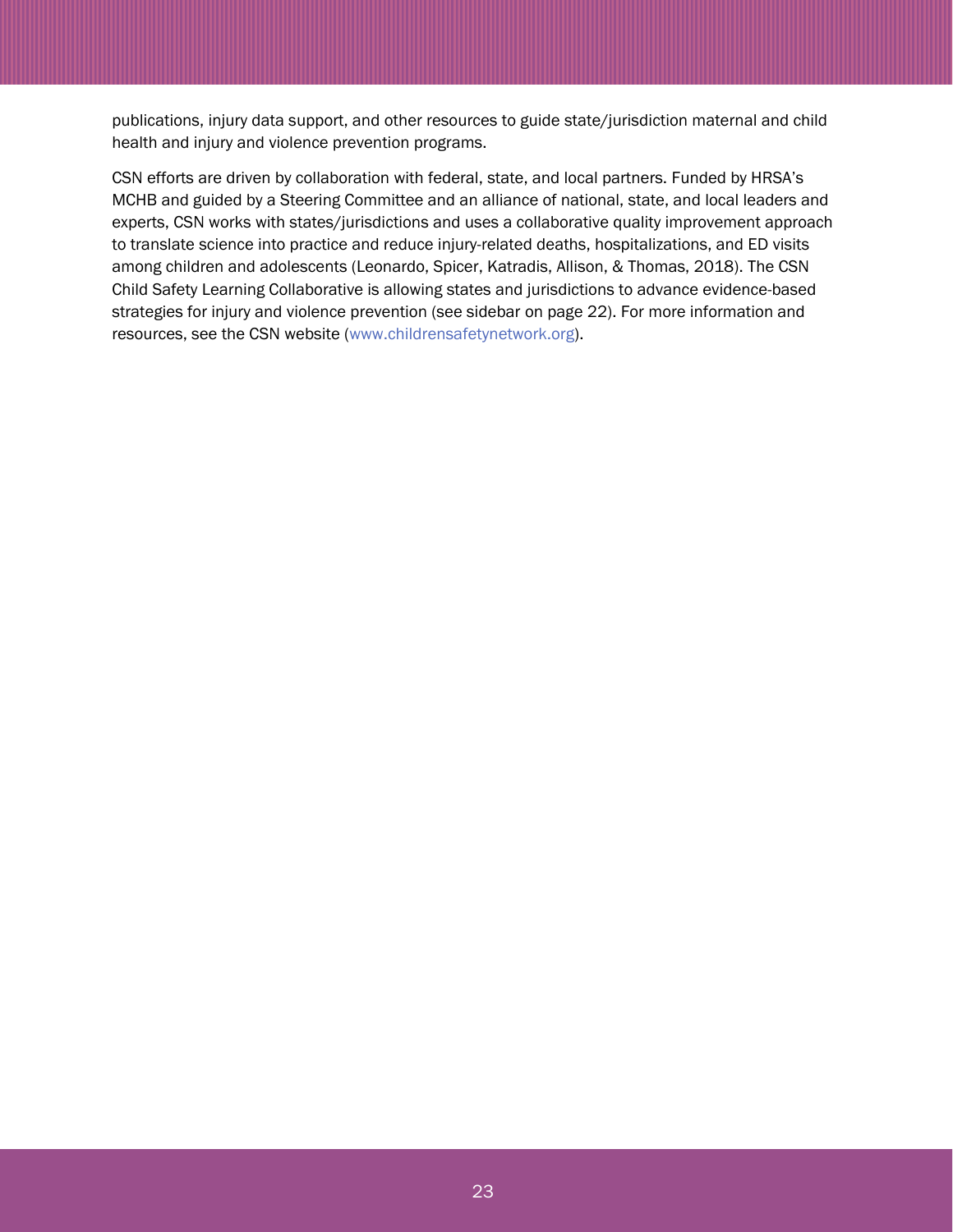publications, injury data support, and other resources to guide state/jurisdiction maternal and child health and injury and violence prevention programs.

CSN efforts are driven by collaboration with federal, state, and local partners. Funded by HRSA's MCHB and guided by a Steering Committee and an alliance of national, state, and local leaders and experts, CSN works with states/jurisdictions and uses a collaborative quality improvement approach to translate science into practice and reduce injury-related deaths, hospitalizations, and ED visits among children and adolescents (Leonardo, Spicer, Katradis, Allison, & Thomas, 2018). The CSN Child Safety Learning Collaborative is allowing states and jurisdictions to advance evidence-based strategies for injury and violence prevention (see sidebar on page 22). For more information and resources, see the CSN website (www.childrensafetynetwork.org).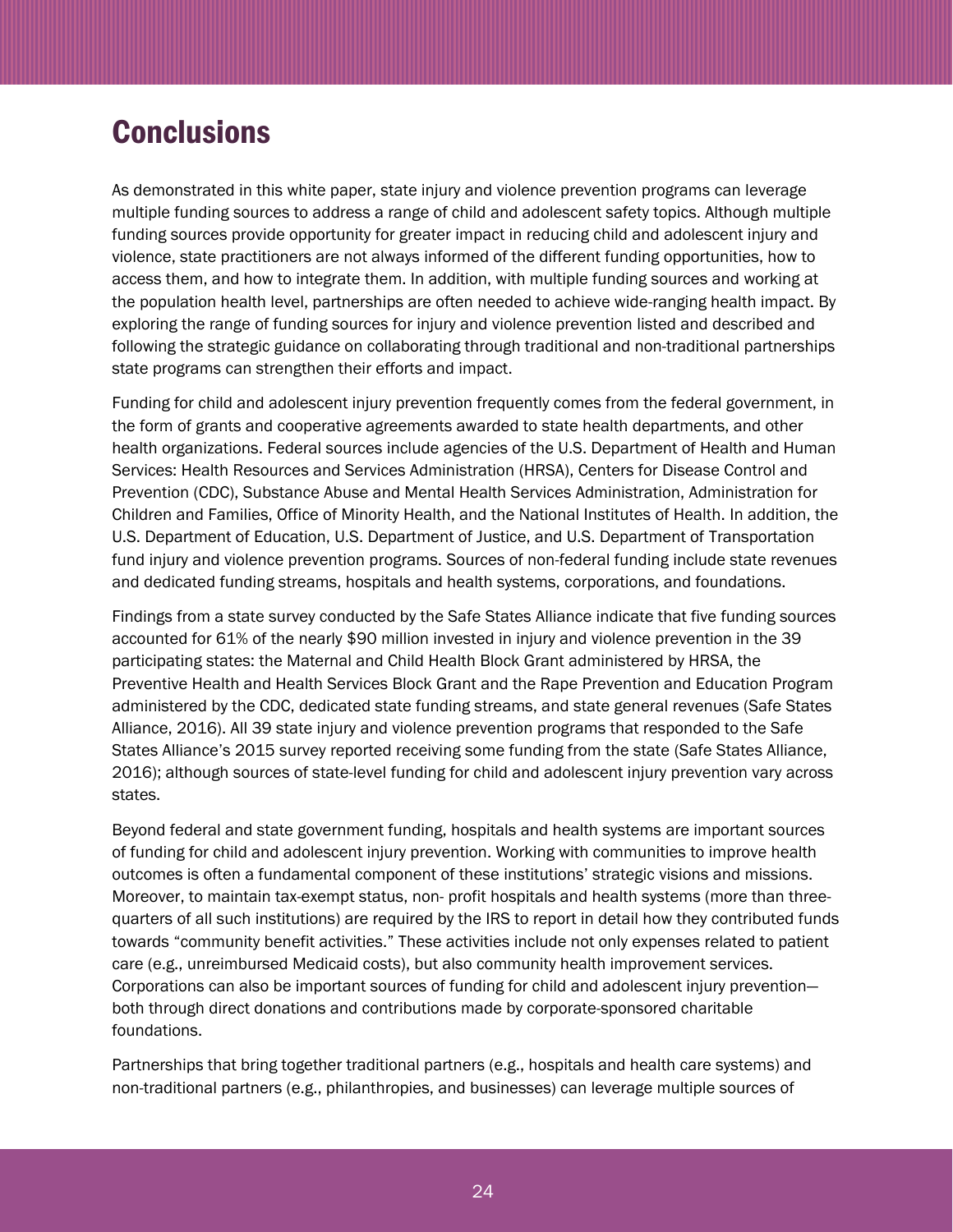# Conclusions

As demonstrated in this white paper, state injury and violence prevention programs can leverage multiple funding sources to address a range of child and adolescent safety topics. Although multiple funding sources provide opportunity for greater impact in reducing child and adolescent injury and violence, state practitioners are not always informed of the different funding opportunities, how to access them, and how to integrate them. In addition, with multiple funding sources and working at the population health level, partnerships are often needed to achieve wide-ranging health impact. By exploring the range of funding sources for injury and violence prevention listed and described and following the strategic guidance on collaborating through traditional and non-traditional partnerships state programs can strengthen their efforts and impact.

Funding for child and adolescent injury prevention frequently comes from the federal government, in the form of grants and cooperative agreements awarded to state health departments, and other health organizations. Federal sources include agencies of the U.S. Department of Health and Human Services: Health Resources and Services Administration (HRSA), Centers for Disease Control and Prevention (CDC), Substance Abuse and Mental Health Services Administration, Administration for Children and Families, Office of Minority Health, and the National Institutes of Health. In addition, the U.S. Department of Education, U.S. Department of Justice, and U.S. Department of Transportation fund injury and violence prevention programs. Sources of non-federal funding include state revenues and dedicated funding streams, hospitals and health systems, corporations, and foundations.

Findings from a state survey conducted by the Safe States Alliance indicate that five funding sources accounted for 61% of the nearly $90 million invested in injury and violence prevention in the 39 participating states: the Maternal and Child Health Block Grant administered by HRSA, the Preventive Health and Health Services Block Grant and the Rape Prevention and Education Program administered by the CDC, dedicated state funding streams, and state general revenues (Safe States Alliance, 2016). All 39 state injury and violence prevention programs that responded to the Safe States Alliance's 2015 survey reported receiving some funding from the state (Safe States Alliance, 2016); although sources of state-level funding for child and adolescent injury prevention vary across states.

Beyond federal and state government funding, hospitals and health systems are important sources of funding for child and adolescent injury prevention. Working with communities to improve health outcomes is often a fundamental component of these institutions' strategic visions and missions. Moreover, to maintain tax-exempt status, non- profit hospitals and health systems (more than three-quarters of all such institutions) are required by the IRS to report in detail how they contributed funds towards "community benefit activities." These activities include not only expenses related to patient care (e.g., unreimbursed Medicaid costs), but also community health improvement services. Corporations can also be important sources of funding for child and adolescent injury prevention—both through direct donations and contributions made by corporate-sponsored charitable foundations.

Partnerships that bring together traditional partners (e.g., hospitals and health care systems) and non-traditional partners (e.g., philanthropies, and businesses) can leverage multiple sources of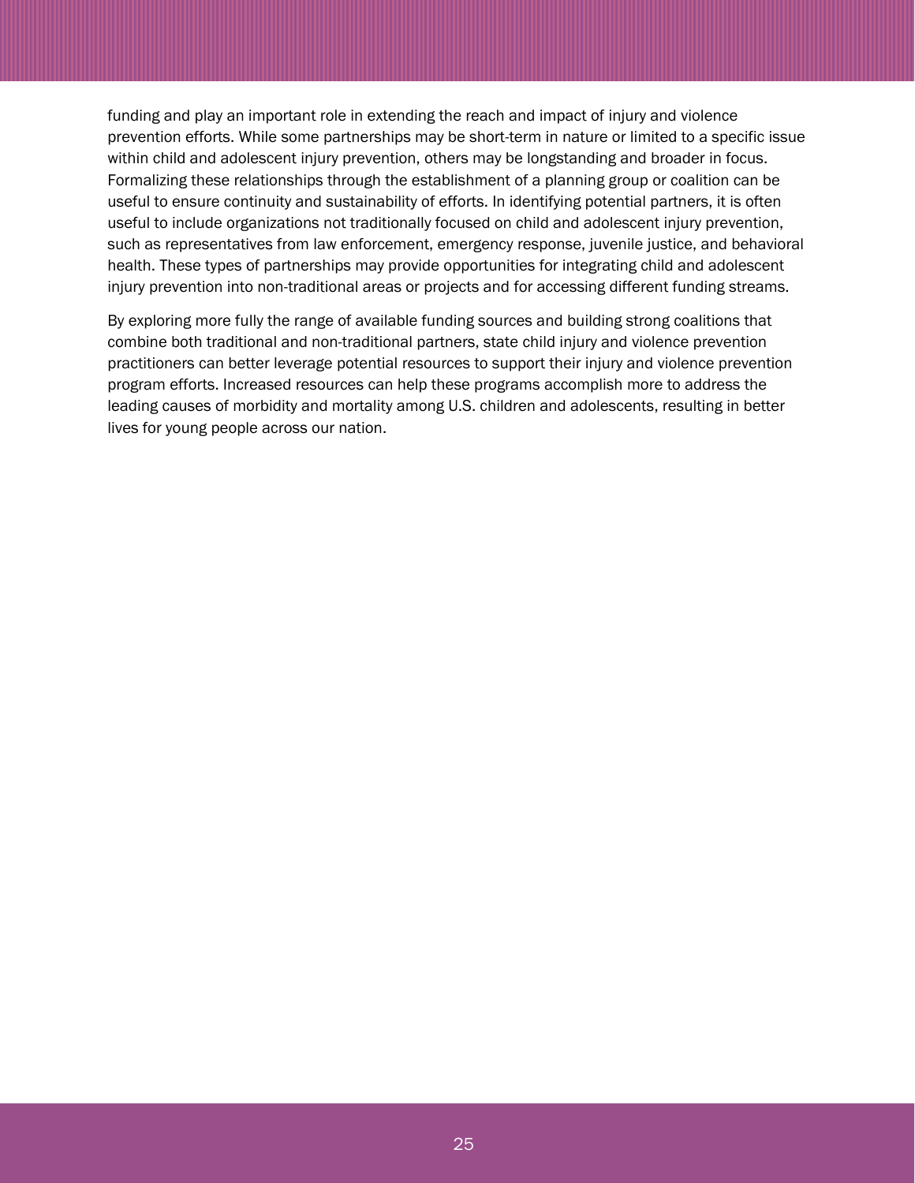funding and play an important role in extending the reach and impact of injury and violence prevention efforts. While some partnerships may be short-term in nature or limited to a specific issue within child and adolescent injury prevention, others may be longstanding and broader in focus. Formalizing these relationships through the establishment of a planning group or coalition can be useful to ensure continuity and sustainability of efforts. In identifying potential partners, it is often useful to include organizations not traditionally focused on child and adolescent injury prevention, such as representatives from law enforcement, emergency response, juvenile justice, and behavioral health. These types of partnerships may provide opportunities for integrating child and adolescent injury prevention into non-traditional areas or projects and for accessing different funding streams.

By exploring more fully the range of available funding sources and building strong coalitions that combine both traditional and non-traditional partners, state child injury and violence prevention practitioners can better leverage potential resources to support their injury and violence prevention program efforts. Increased resources can help these programs accomplish more to address the leading causes of morbidity and mortality among U.S. children and adolescents, resulting in better lives for young people across our nation.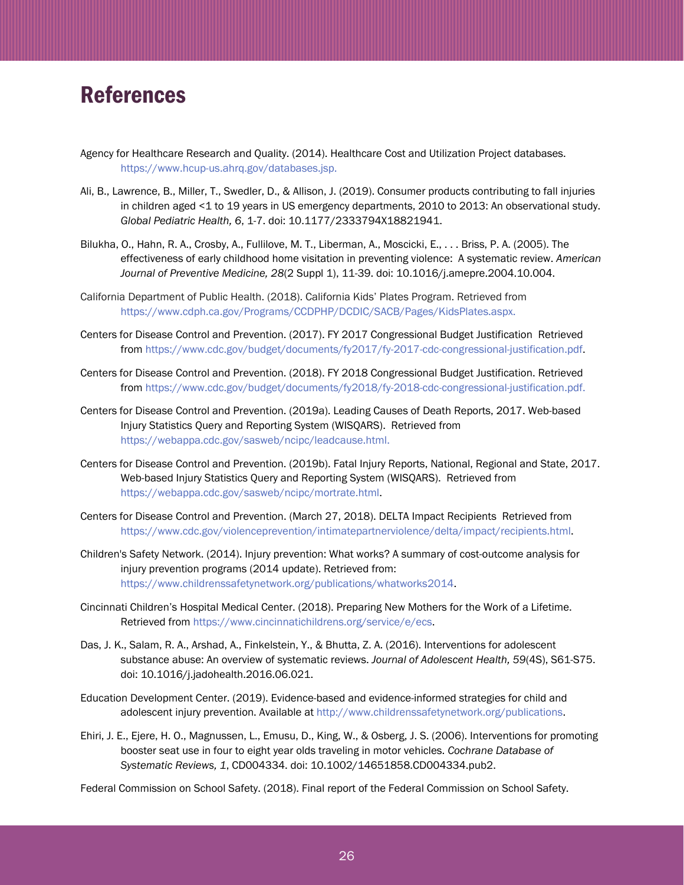# References

Agency for Healthcare Research and Quality. (2014). Healthcare Cost and Utilization Project databases. https://www.hcup-us.ahrq.gov/databases.jsp.

Ali, B., Lawrence, B., Miller, T., Swedler, D., & Allison, J. (2019). Consumer products contributing to fall injuries in children aged <1 to 19 years in US emergency departments, 2010 to 2013: An observational study. *Global Pediatric Health, 6*, 1-7. doi: 10.1177/2333794X18821941.

Bilukha, O., Hahn, R. A., Crosby, A., Fullilove, M. T., Liberman, A., Moscicki, E., . . . Briss, P. A. (2005). The effectiveness of early childhood home visitation in preventing violence: A systematic review. *American Journal of Preventive Medicine, 28*(2 Suppl 1), 11-39. doi: 10.1016/j.amepre.2004.10.004.

California Department of Public Health. (2018). California Kids' Plates Program. Retrieved from https://www.cdph.ca.gov/Programs/CCDPHP/DCDIC/SACB/Pages/KidsPlates.aspx.

Centers for Disease Control and Prevention. (2017). FY 2017 Congressional Budget Justification Retrieved from https://www.cdc.gov/budget/documents/fy2017/fy-2017-cdc-congressional-justification.pdf.

Centers for Disease Control and Prevention. (2018). FY 2018 Congressional Budget Justification. Retrieved from https://www.cdc.gov/budget/documents/fy2018/fy-2018-cdc-congressional-justification.pdf.

Centers for Disease Control and Prevention. (2019a). Leading Causes of Death Reports, 2017. Web-based Injury Statistics Query and Reporting System (WISQARS). Retrieved from https://webappa.cdc.gov/sasweb/ncipc/leadcause.html.

Centers for Disease Control and Prevention. (2019b). Fatal Injury Reports, National, Regional and State, 2017. Web-based Injury Statistics Query and Reporting System (WISQARS). Retrieved from https://webappa.cdc.gov/sasweb/ncipc/mortrate.html.

Centers for Disease Control and Prevention. (March 27, 2018). DELTA Impact Recipients Retrieved from https://www.cdc.gov/violenceprevention/intimatepartnerviolence/delta/impact/recipients.html.

Children's Safety Network. (2014). Injury prevention: What works? A summary of cost-outcome analysis for injury prevention programs (2014 update). Retrieved from: https://www.childrenssafetynetwork.org/publications/whatworks2014.

Cincinnati Children's Hospital Medical Center. (2018). Preparing New Mothers for the Work of a Lifetime. Retrieved from https://www.cincinnatichildrens.org/service/e/ecs.

Das, J. K., Salam, R. A., Arshad, A., Finkelstein, Y., & Bhutta, Z. A. (2016). Interventions for adolescent substance abuse: An overview of systematic reviews. *Journal of Adolescent Health, 59*(4S), S61-S75. doi: 10.1016/j.jadohealth.2016.06.021.

Education Development Center. (2019). Evidence-based and evidence-informed strategies for child and adolescent injury prevention. Available at http://www.childrenssafetynetwork.org/publications.

Ehiri, J. E., Ejere, H. O., Magnussen, L., Emusu, D., King, W., & Osberg, J. S. (2006). Interventions for promoting booster seat use in four to eight year olds traveling in motor vehicles. *Cochrane Database of Systematic Reviews, 1*, CD004334. doi: 10.1002/14651858.CD004334.pub2.

Federal Commission on School Safety. (2018). Final report of the Federal Commission on School Safety.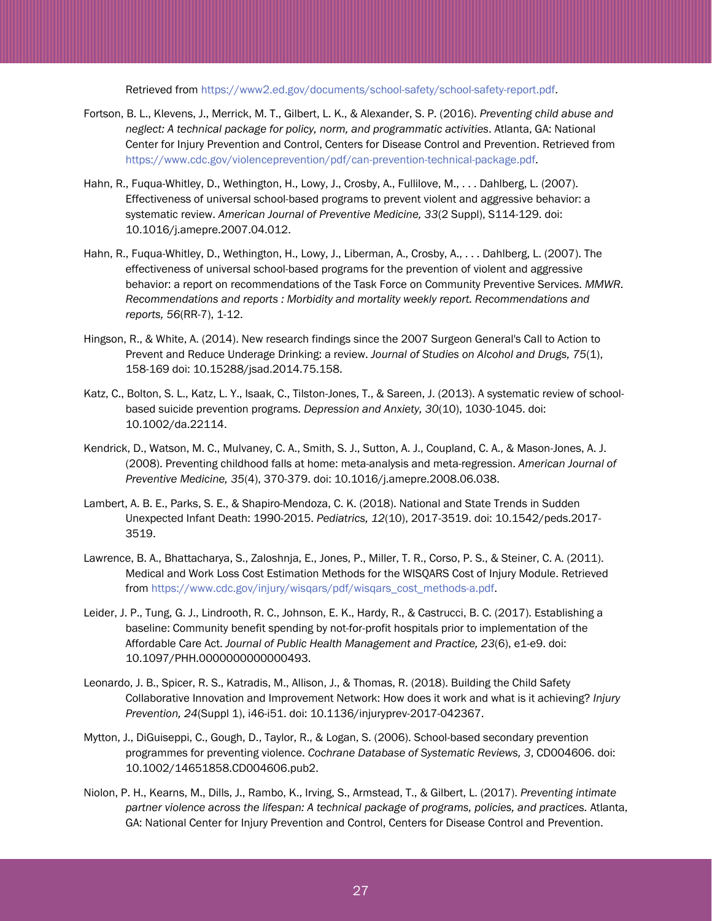Retrieved from https://www2.ed.gov/documents/school-safety/school-safety-report.pdf.

Fortson, B. L., Klevens, J., Merrick, M. T., Gilbert, L. K., & Alexander, S. P. (2016). *Preventing child abuse and neglect: A technical package for policy, norm, and programmatic activities*. Atlanta, GA: National Center for Injury Prevention and Control, Centers for Disease Control and Prevention. Retrieved from https://www.cdc.gov/violenceprevention/pdf/can-prevention-technical-package.pdf.

Hahn, R., Fuqua-Whitley, D., Wethington, H., Lowy, J., Crosby, A., Fullilove, M., . . . Dahlberg, L. (2007). Effectiveness of universal school-based programs to prevent violent and aggressive behavior: a systematic review. *American Journal of Preventive Medicine, 33*(2 Suppl), S114-129. doi: 10.1016/j.amepre.2007.04.012.

Hahn, R., Fuqua-Whitley, D., Wethington, H., Lowy, J., Liberman, A., Crosby, A., . . . Dahlberg, L. (2007). The effectiveness of universal school-based programs for the prevention of violent and aggressive behavior: a report on recommendations of the Task Force on Community Preventive Services. *MMWR. Recommendations and reports : Morbidity and mortality weekly report. Recommendations and reports, 56*(RR-7), 1-12.

Hingson, R., & White, A. (2014). New research findings since the 2007 Surgeon General's Call to Action to Prevent and Reduce Underage Drinking: a review. *Journal of Studies on Alcohol and Drugs, 75*(1), 158-169 doi: 10.15288/jsad.2014.75.158.

Katz, C., Bolton, S. L., Katz, L. Y., Isaak, C., Tilston-Jones, T., & Sareen, J. (2013). A systematic review of school-based suicide prevention programs. *Depression and Anxiety, 30*(10), 1030-1045. doi: 10.1002/da.22114.

Kendrick, D., Watson, M. C., Mulvaney, C. A., Smith, S. J., Sutton, A. J., Coupland, C. A., & Mason-Jones, A. J. (2008). Preventing childhood falls at home: meta-analysis and meta-regression. *American Journal of Preventive Medicine, 35*(4), 370-379. doi: 10.1016/j.amepre.2008.06.038.

Lambert, A. B. E., Parks, S. E., & Shapiro-Mendoza, C. K. (2018). National and State Trends in Sudden Unexpected Infant Death: 1990-2015. *Pediatrics, 12*(10), 2017-3519. doi: 10.1542/peds.2017-3519.

Lawrence, B. A., Bhattacharya, S., Zaloshnja, E., Jones, P., Miller, T. R., Corso, P. S., & Steiner, C. A. (2011). Medical and Work Loss Cost Estimation Methods for the WISQARS Cost of Injury Module. Retrieved from https://www.cdc.gov/injury/wisqars/pdf/wisqars_cost_methods-a.pdf.

Leider, J. P., Tung, G. J., Lindrooth, R. C., Johnson, E. K., Hardy, R., & Castrucci, B. C. (2017). Establishing a baseline: Community benefit spending by not-for-profit hospitals prior to implementation of the Affordable Care Act. *Journal of Public Health Management and Practice, 23*(6), e1-e9. doi: 10.1097/PHH.0000000000000493.

Leonardo, J. B., Spicer, R. S., Katradis, M., Allison, J., & Thomas, R. (2018). Building the Child Safety Collaborative Innovation and Improvement Network: How does it work and what is it achieving? *Injury Prevention, 24*(Suppl 1), i46-i51. doi: 10.1136/injuryprev-2017-042367.

Mytton, J., DiGuiseppi, C., Gough, D., Taylor, R., & Logan, S. (2006). School-based secondary prevention programmes for preventing violence. *Cochrane Database of Systematic Reviews, 3*, CD004606. doi: 10.1002/14651858.CD004606.pub2.

Niolon, P. H., Kearns, M., Dills, J., Rambo, K., Irving, S., Armstead, T., & Gilbert, L. (2017). *Preventing intimate partner violence across the lifespan: A technical package of programs, policies, and practices.* Atlanta, GA: National Center for Injury Prevention and Control, Centers for Disease Control and Prevention.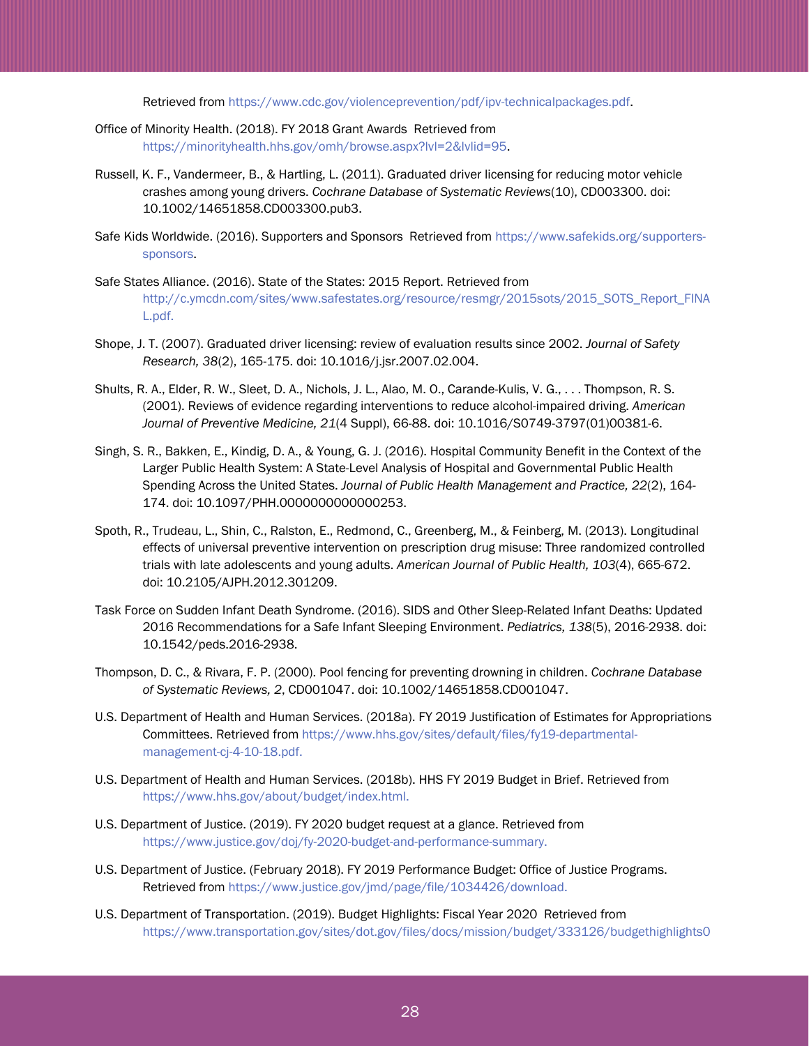Retrieved from https://www.cdc.gov/violenceprevention/pdf/ipv-technicalpackages.pdf.

Office of Minority Health. (2018). FY 2018 Grant Awards Retrieved from https://minorityhealth.hhs.gov/omh/browse.aspx?lvl=2&lvlid=95.

Russell, K. F., Vandermeer, B., & Hartling, L. (2011). Graduated driver licensing for reducing motor vehicle crashes among young drivers. *Cochrane Database of Systematic Reviews*(10), CD003300. doi: 10.1002/14651858.CD003300.pub3.

Safe Kids Worldwide. (2016). Supporters and Sponsors Retrieved from https://www.safekids.org/supporters-sponsors.

Safe States Alliance. (2016). State of the States: 2015 Report. Retrieved from http://c.ymcdn.com/sites/www.safestates.org/resource/resmgr/2015sots/2015_SOTS_Report_FINAL.pdf.

Shope, J. T. (2007). Graduated driver licensing: review of evaluation results since 2002. *Journal of Safety Research, 38*(2), 165-175. doi: 10.1016/j.jsr.2007.02.004.

Shults, R. A., Elder, R. W., Sleet, D. A., Nichols, J. L., Alao, M. O., Carande-Kulis, V. G., . . . Thompson, R. S. (2001). Reviews of evidence regarding interventions to reduce alcohol-impaired driving. *American Journal of Preventive Medicine, 21*(4 Suppl), 66-88. doi: 10.1016/S0749-3797(01)00381-6.

Singh, S. R., Bakken, E., Kindig, D. A., & Young, G. J. (2016). Hospital Community Benefit in the Context of the Larger Public Health System: A State-Level Analysis of Hospital and Governmental Public Health Spending Across the United States. *Journal of Public Health Management and Practice, 22*(2), 164-174. doi: 10.1097/PHH.0000000000000253.

Spoth, R., Trudeau, L., Shin, C., Ralston, E., Redmond, C., Greenberg, M., & Feinberg, M. (2013). Longitudinal effects of universal preventive intervention on prescription drug misuse: Three randomized controlled trials with late adolescents and young adults. *American Journal of Public Health, 103*(4), 665-672. doi: 10.2105/AJPH.2012.301209.

Task Force on Sudden Infant Death Syndrome. (2016). SIDS and Other Sleep-Related Infant Deaths: Updated 2016 Recommendations for a Safe Infant Sleeping Environment. *Pediatrics, 138*(5), 2016-2938. doi: 10.1542/peds.2016-2938.

Thompson, D. C., & Rivara, F. P. (2000). Pool fencing for preventing drowning in children. *Cochrane Database of Systematic Reviews, 2*, CD001047. doi: 10.1002/14651858.CD001047.

U.S. Department of Health and Human Services. (2018a). FY 2019 Justification of Estimates for Appropriations Committees. Retrieved from https://www.hhs.gov/sites/default/files/fy19-departmental-management-cj-4-10-18.pdf.

U.S. Department of Health and Human Services. (2018b). HHS FY 2019 Budget in Brief. Retrieved from https://www.hhs.gov/about/budget/index.html.

U.S. Department of Justice. (2019). FY 2020 budget request at a glance. Retrieved from https://www.justice.gov/doj/fy-2020-budget-and-performance-summary.

U.S. Department of Justice. (February 2018). FY 2019 Performance Budget: Office of Justice Programs. Retrieved from https://www.justice.gov/jmd/page/file/1034426/download.

U.S. Department of Transportation. (2019). Budget Highlights: Fiscal Year 2020 Retrieved from https://www.transportation.gov/sites/dot.gov/files/docs/mission/budget/333126/budgethighlights0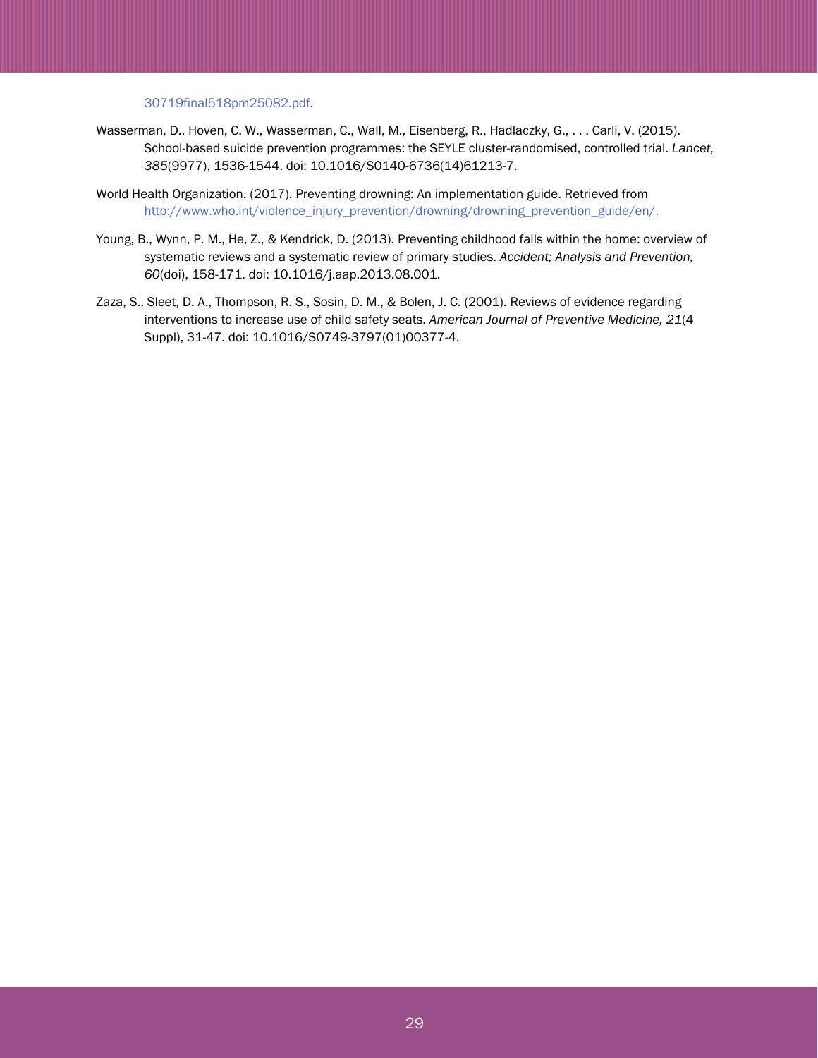30719final518pm25082.pdf.

Wasserman, D., Hoven, C. W., Wasserman, C., Wall, M., Eisenberg, R., Hadlaczky, G., . . . Carli, V. (2015). School-based suicide prevention programmes: the SEYLE cluster-randomised, controlled trial. *Lancet, 385*(9977), 1536-1544. doi: 10.1016/S0140-6736(14)61213-7.

World Health Organization. (2017). Preventing drowning: An implementation guide. Retrieved from http://www.who.int/violence_injury_prevention/drowning/drowning_prevention_guide/en/.

Young, B., Wynn, P. M., He, Z., & Kendrick, D. (2013). Preventing childhood falls within the home: overview of systematic reviews and a systematic review of primary studies. *Accident; Analysis and Prevention, 60*(doi), 158-171. doi: 10.1016/j.aap.2013.08.001.

Zaza, S., Sleet, D. A., Thompson, R. S., Sosin, D. M., & Bolen, J. C. (2001). Reviews of evidence regarding interventions to increase use of child safety seats. *American Journal of Preventive Medicine, 21*(4 Suppl), 31-47. doi: 10.1016/S0749-3797(01)00377-4.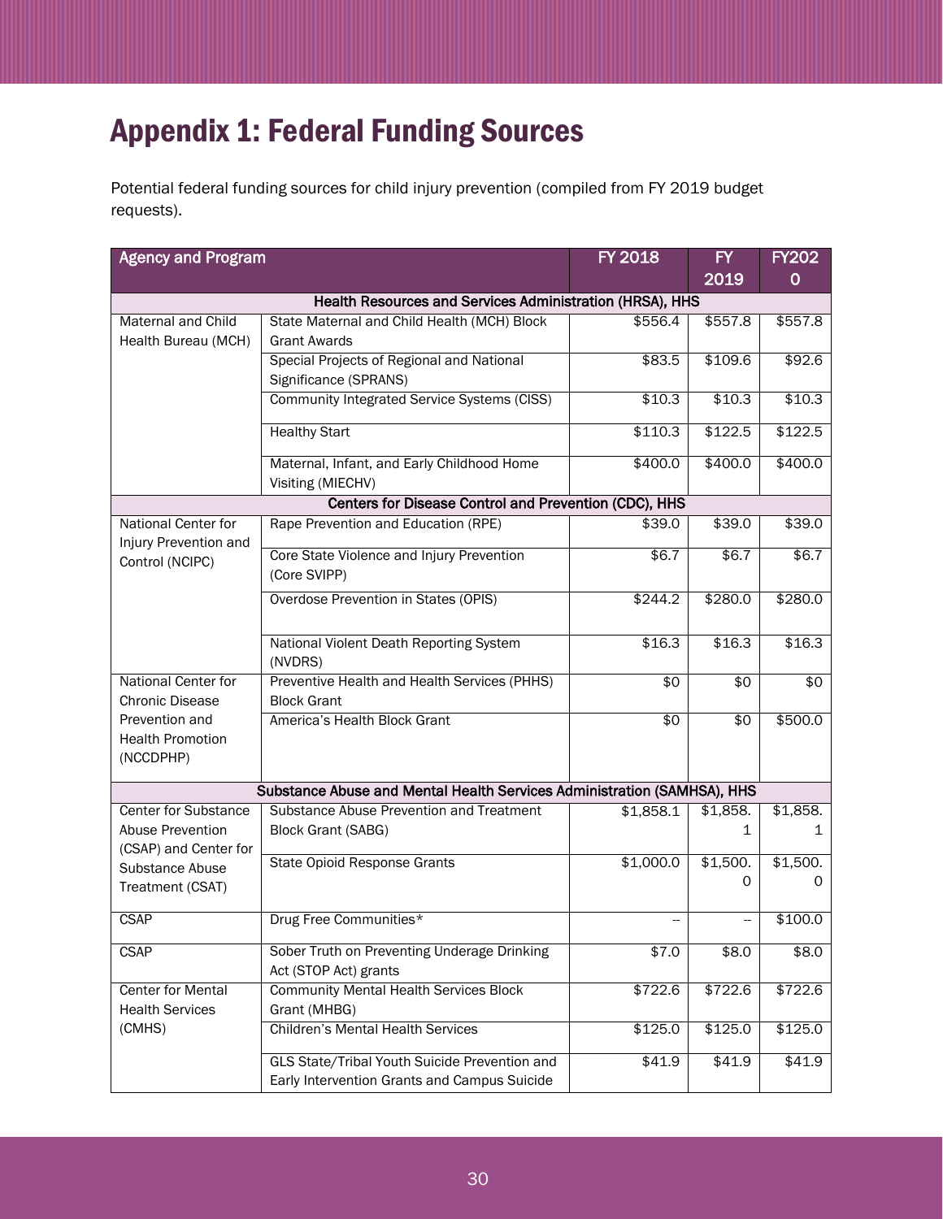# Appendix 1: Federal Funding Sources

Potential federal funding sources for child injury prevention (compiled from FY 2019 budget requests).

| Agency and Program | | FY 2018 | FY 2019 | FY2020 |
|---|---|---|---|---|
| **Health Resources and Services Administration (HRSA), HHS** | | | | |
| Maternal and Child Health Bureau (MCH) | State Maternal and Child Health (MCH) Block Grant Awards | $556.4 | $557.8 | $557.8 |
| | Special Projects of Regional and National Significance (SPRANS) | $83.5 | $109.6 | $92.6 |
| | Community Integrated Service Systems (CISS) | $10.3 | $10.3 | $10.3 |
| | Healthy Start | $110.3 | $122.5 | $122.5 |
| | Maternal, Infant, and Early Childhood Home Visiting (MIECHV) | $400.0 | $400.0 | $400.0 |
| **Centers for Disease Control and Prevention (CDC), HHS** | | | | |
| National Center for Injury Prevention and Control (NCIPC) | Rape Prevention and Education (RPE) | $39.0 | $39.0 | $39.0 |
| | Core State Violence and Injury Prevention (Core SVIPP) | $6.7 | $6.7 | $6.7 |
| | Overdose Prevention in States (OPIS) | $244.2 | $280.0 | $280.0 |
| | National Violent Death Reporting System (NVDRS) | $16.3 | $16.3 | $16.3 |
| National Center for Chronic Disease Prevention and Health Promotion (NCCDPHP) | Preventive Health and Health Services (PHHS) Block Grant | $0 | $0 | $0 |
| | America's Health Block Grant | $0 | $0 | $500.0 |
| **Substance Abuse and Mental Health Services Administration (SAMHSA), HHS** | | | | |
| Center for Substance Abuse Prevention (CSAP) and Center for Substance Abuse Treatment (CSAT) | Substance Abuse Prevention and Treatment Block Grant (SABG) | $1,858.1 | $1,858.1 | $1,858.1 |
| | State Opioid Response Grants | $1,000.0 | $1,500.0 | $1,500.0 |
| CSAP | Drug Free Communities* | -- | -- | $100.0 |
| CSAP | Sober Truth on Preventing Underage Drinking Act (STOP Act) grants | $7.0 | $8.0 | $8.0 |
| Center for Mental Health Services (CMHS) | Community Mental Health Services Block Grant (MHBG) | $722.6 | $722.6 | $722.6 |
| | Children's Mental Health Services | $125.0 | $125.0 | $125.0 |
| | GLS State/Tribal Youth Suicide Prevention and Early Intervention Grants and Campus Suicide | $41.9 | $41.9 | $41.9 |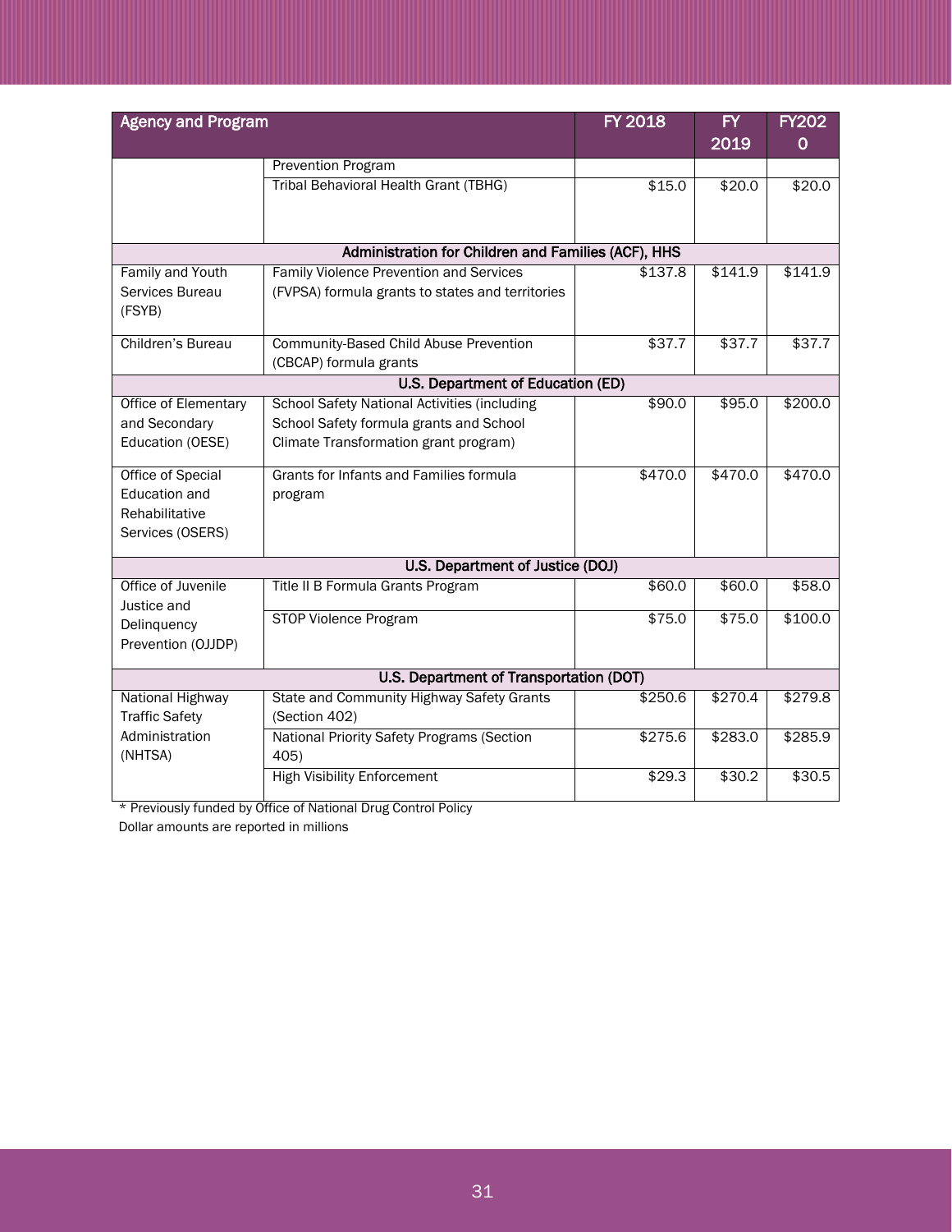| Agency and Program | | FY 2018 | FY 2019 | FY2020 |
|---|---|---|---|---|
| | Prevention Program | | | |
| | Tribal Behavioral Health Grant (TBHG) | $15.0 | $20.0 | $20.0 |
| **Administration for Children and Families (ACF), HHS** | | | | |
| Family and Youth Services Bureau (FSYB) | Family Violence Prevention and Services (FVPSA) formula grants to states and territories | $137.8 | $141.9 | $141.9 |
| Children's Bureau | Community-Based Child Abuse Prevention (CBCAP) formula grants | $37.7 | $37.7 | $37.7 |
| **U.S. Department of Education (ED)** | | | | |
| Office of Elementary and Secondary Education (OESE) | School Safety National Activities (including School Safety formula grants and School Climate Transformation grant program) | $90.0 | $95.0 | $200.0 |
| Office of Special Education and Rehabilitative Services (OSERS) | Grants for Infants and Families formula program | $470.0 | $470.0 | $470.0 |
| **U.S. Department of Justice (DOJ)** | | | | |
| Office of Juvenile Justice and Delinquency Prevention (OJJDP) | Title II B Formula Grants Program | $60.0 | $60.0 | $58.0 |
| | STOP Violence Program | $75.0 | $75.0 | $100.0 |
| **U.S. Department of Transportation (DOT)** | | | | |
| National Highway Traffic Safety Administration (NHTSA) | State and Community Highway Safety Grants (Section 402) | $250.6 | $270.4 | $279.8 |
| | National Priority Safety Programs (Section 405) | $275.6 | $283.0 | $285.9 |
| | High Visibility Enforcement | $29.3 | $30.2 | $30.5 |

* Previously funded by Office of National Drug Control Policy

Dollar amounts are reported in millions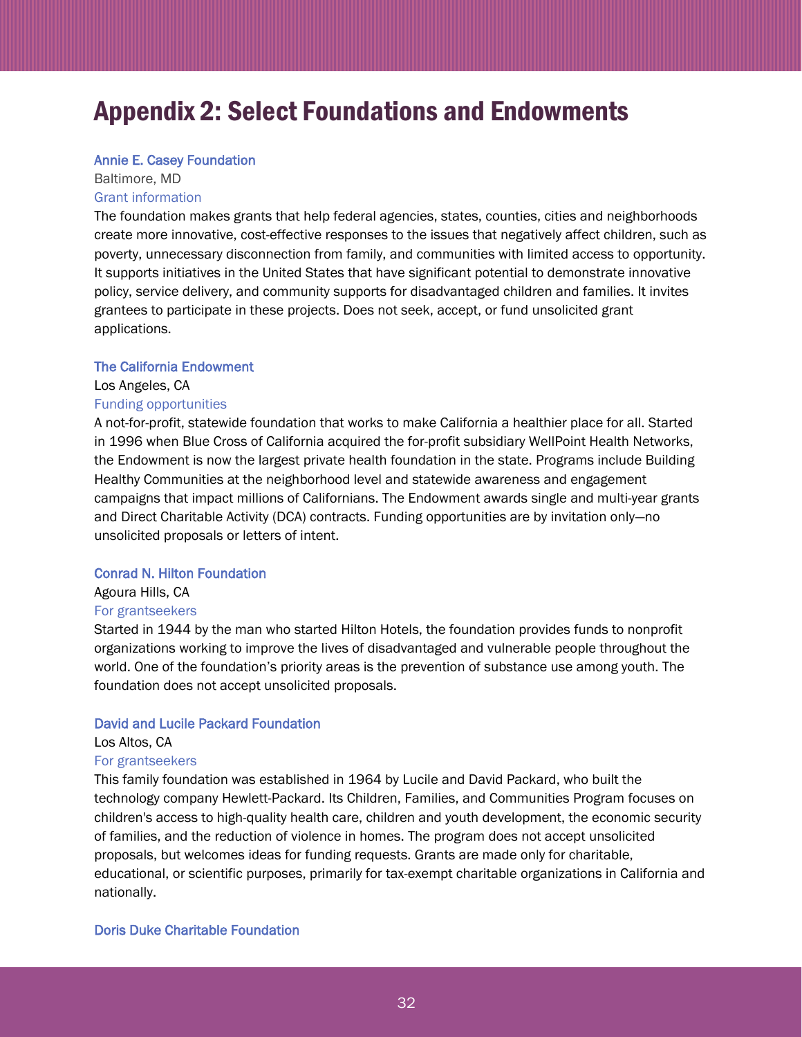# Appendix 2: Select Foundations and Endowments

**Annie E. Casey Foundation**
Baltimore, MD
Grant information
The foundation makes grants that help federal agencies, states, counties, cities and neighborhoods create more innovative, cost-effective responses to the issues that negatively affect children, such as poverty, unnecessary disconnection from family, and communities with limited access to opportunity. It supports initiatives in the United States that have significant potential to demonstrate innovative policy, service delivery, and community supports for disadvantaged children and families. It invites grantees to participate in these projects. Does not seek, accept, or fund unsolicited grant applications.

**The California Endowment**
Los Angeles, CA
Funding opportunities
A not-for-profit, statewide foundation that works to make California a healthier place for all. Started in 1996 when Blue Cross of California acquired the for-profit subsidiary WellPoint Health Networks, the Endowment is now the largest private health foundation in the state. Programs include Building Healthy Communities at the neighborhood level and statewide awareness and engagement campaigns that impact millions of Californians. The Endowment awards single and multi-year grants and Direct Charitable Activity (DCA) contracts. Funding opportunities are by invitation only—no unsolicited proposals or letters of intent.

**Conrad N. Hilton Foundation**
Agoura Hills, CA
For grantseekers
Started in 1944 by the man who started Hilton Hotels, the foundation provides funds to nonprofit organizations working to improve the lives of disadvantaged and vulnerable people throughout the world. One of the foundation's priority areas is the prevention of substance use among youth. The foundation does not accept unsolicited proposals.

**David and Lucile Packard Foundation**
Los Altos, CA
For grantseekers
This family foundation was established in 1964 by Lucile and David Packard, who built the technology company Hewlett-Packard. Its Children, Families, and Communities Program focuses on children's access to high-quality health care, children and youth development, the economic security of families, and the reduction of violence in homes. The program does not accept unsolicited proposals, but welcomes ideas for funding requests. Grants are made only for charitable, educational, or scientific purposes, primarily for tax-exempt charitable organizations in California and nationally.

**Doris Duke Charitable Foundation**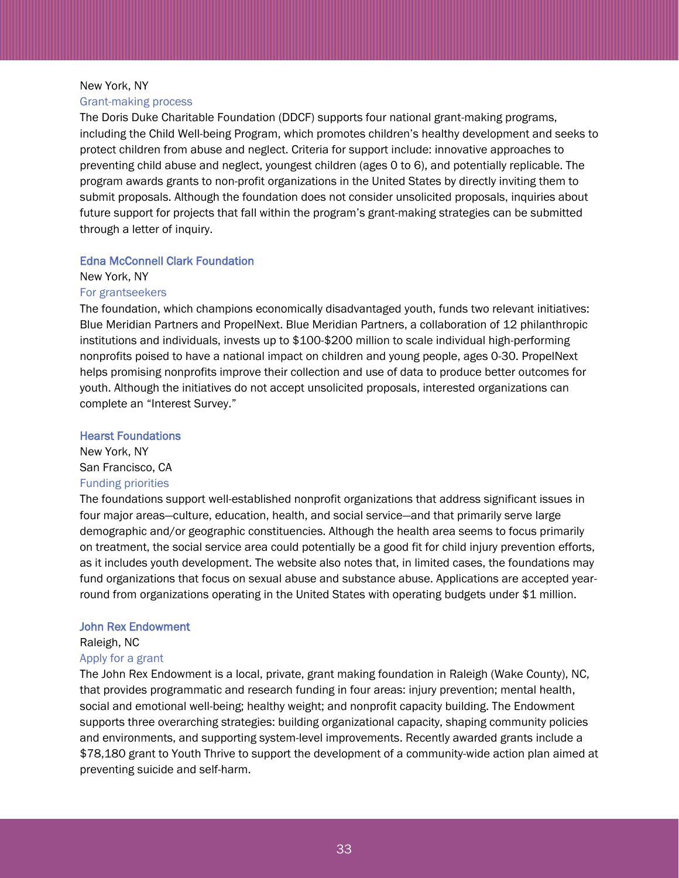New York, NY

Grant-making process

The Doris Duke Charitable Foundation (DDCF) supports four national grant-making programs, including the Child Well-being Program, which promotes children's healthy development and seeks to protect children from abuse and neglect. Criteria for support include: innovative approaches to preventing child abuse and neglect, youngest children (ages 0 to 6), and potentially replicable. The program awards grants to non-profit organizations in the United States by directly inviting them to submit proposals. Although the foundation does not consider unsolicited proposals, inquiries about future support for projects that fall within the program's grant-making strategies can be submitted through a letter of inquiry.

### Edna McConnell Clark Foundation

New York, NY

For grantseekers

The foundation, which champions economically disadvantaged youth, funds two relevant initiatives: Blue Meridian Partners and PropelNext. Blue Meridian Partners, a collaboration of 12 philanthropic institutions and individuals, invests up to $100-$200 million to scale individual high-performing nonprofits poised to have a national impact on children and young people, ages 0-30. PropelNext helps promising nonprofits improve their collection and use of data to produce better outcomes for youth. Although the initiatives do not accept unsolicited proposals, interested organizations can complete an "Interest Survey."

### Hearst Foundations

New York, NY
San Francisco, CA

Funding priorities

The foundations support well-established nonprofit organizations that address significant issues in four major areas—culture, education, health, and social service—and that primarily serve large demographic and/or geographic constituencies. Although the health area seems to focus primarily on treatment, the social service area could potentially be a good fit for child injury prevention efforts, as it includes youth development. The website also notes that, in limited cases, the foundations may fund organizations that focus on sexual abuse and substance abuse. Applications are accepted year-round from organizations operating in the United States with operating budgets under $1 million.

### John Rex Endowment

Raleigh, NC

Apply for a grant

The John Rex Endowment is a local, private, grant making foundation in Raleigh (Wake County), NC, that provides programmatic and research funding in four areas: injury prevention; mental health, social and emotional well-being; healthy weight; and nonprofit capacity building. The Endowment supports three overarching strategies: building organizational capacity, shaping community policies and environments, and supporting system-level improvements. Recently awarded grants include a $78,180 grant to Youth Thrive to support the development of a community-wide action plan aimed at preventing suicide and self-harm.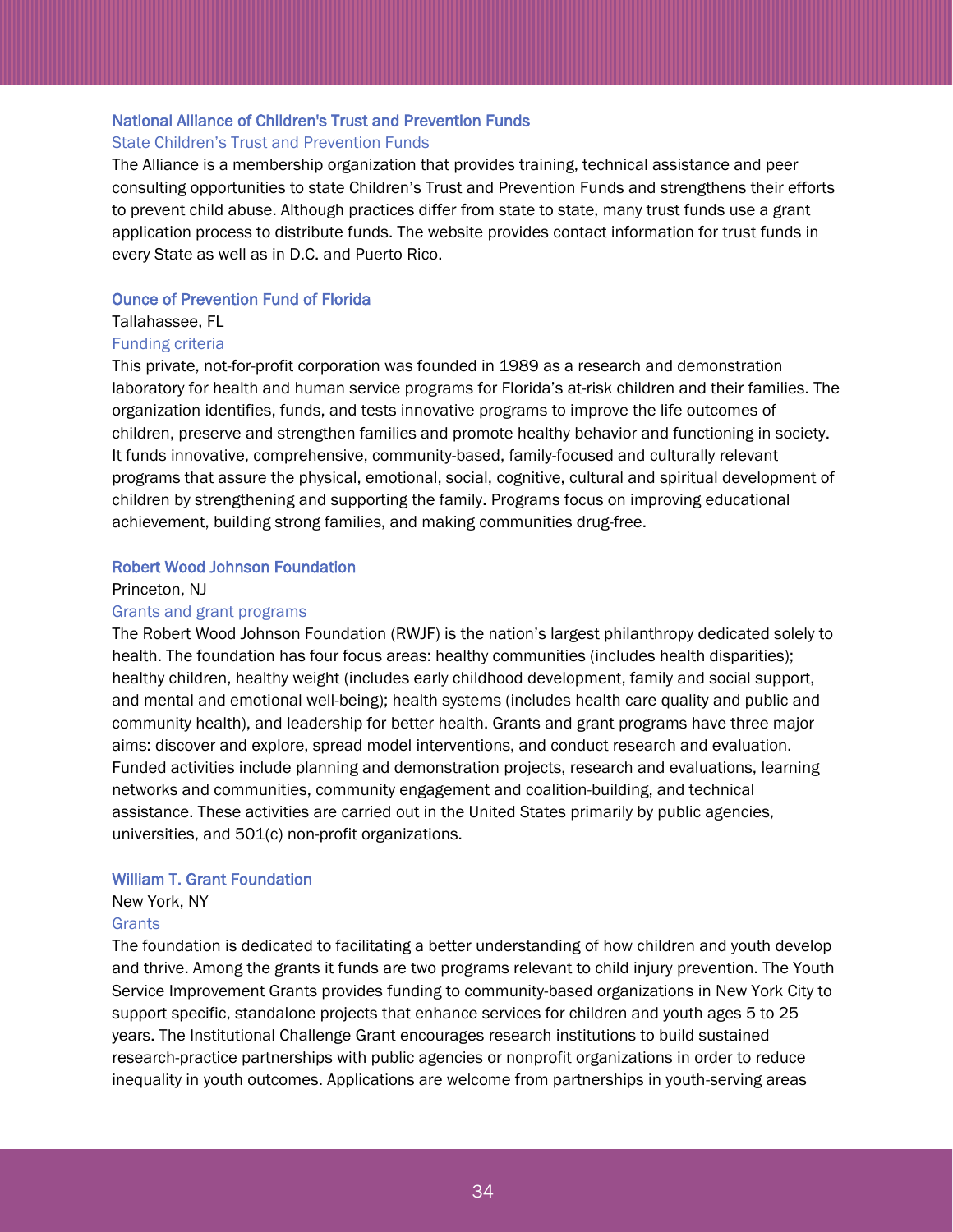### National Alliance of Children's Trust and Prevention Funds

State Children's Trust and Prevention Funds

The Alliance is a membership organization that provides training, technical assistance and peer consulting opportunities to state Children's Trust and Prevention Funds and strengthens their efforts to prevent child abuse. Although practices differ from state to state, many trust funds use a grant application process to distribute funds. The website provides contact information for trust funds in every State as well as in D.C. and Puerto Rico.

### Ounce of Prevention Fund of Florida

Tallahassee, FL

Funding criteria

This private, not-for-profit corporation was founded in 1989 as a research and demonstration laboratory for health and human service programs for Florida's at-risk children and their families. The organization identifies, funds, and tests innovative programs to improve the life outcomes of children, preserve and strengthen families and promote healthy behavior and functioning in society. It funds innovative, comprehensive, community-based, family-focused and culturally relevant programs that assure the physical, emotional, social, cognitive, cultural and spiritual development of children by strengthening and supporting the family. Programs focus on improving educational achievement, building strong families, and making communities drug-free.

### Robert Wood Johnson Foundation

Princeton, NJ

Grants and grant programs

The Robert Wood Johnson Foundation (RWJF) is the nation's largest philanthropy dedicated solely to health. The foundation has four focus areas: healthy communities (includes health disparities); healthy children, healthy weight (includes early childhood development, family and social support, and mental and emotional well-being); health systems (includes health care quality and public and community health), and leadership for better health. Grants and grant programs have three major aims: discover and explore, spread model interventions, and conduct research and evaluation. Funded activities include planning and demonstration projects, research and evaluations, learning networks and communities, community engagement and coalition-building, and technical assistance. These activities are carried out in the United States primarily by public agencies, universities, and 501(c) non-profit organizations.

### William T. Grant Foundation

New York, NY

Grants

The foundation is dedicated to facilitating a better understanding of how children and youth develop and thrive. Among the grants it funds are two programs relevant to child injury prevention. The Youth Service Improvement Grants provides funding to community-based organizations in New York City to support specific, standalone projects that enhance services for children and youth ages 5 to 25 years. The Institutional Challenge Grant encourages research institutions to build sustained research-practice partnerships with public agencies or nonprofit organizations in order to reduce inequality in youth outcomes. Applications are welcome from partnerships in youth-serving areas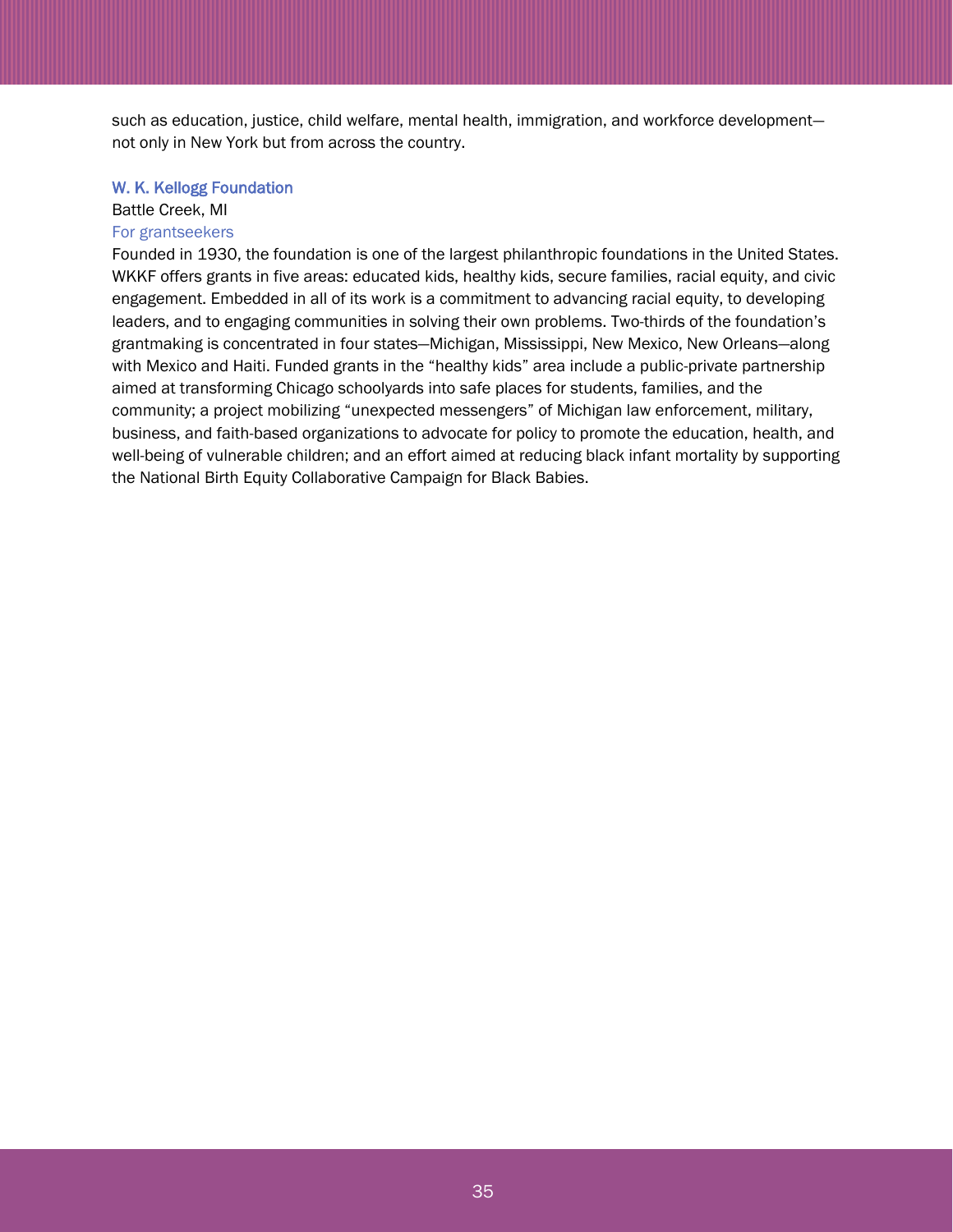such as education, justice, child welfare, mental health, immigration, and workforce development—not only in New York but from across the country.

### W. K. Kellogg Foundation

Battle Creek, MI

For grantseekers

Founded in 1930, the foundation is one of the largest philanthropic foundations in the United States. WKKF offers grants in five areas: educated kids, healthy kids, secure families, racial equity, and civic engagement. Embedded in all of its work is a commitment to advancing racial equity, to developing leaders, and to engaging communities in solving their own problems. Two-thirds of the foundation's grantmaking is concentrated in four states—Michigan, Mississippi, New Mexico, New Orleans—along with Mexico and Haiti. Funded grants in the "healthy kids" area include a public-private partnership aimed at transforming Chicago schoolyards into safe places for students, families, and the community; a project mobilizing "unexpected messengers" of Michigan law enforcement, military, business, and faith-based organizations to advocate for policy to promote the education, health, and well-being of vulnerable children; and an effort aimed at reducing black infant mortality by supporting the National Birth Equity Collaborative Campaign for Black Babies.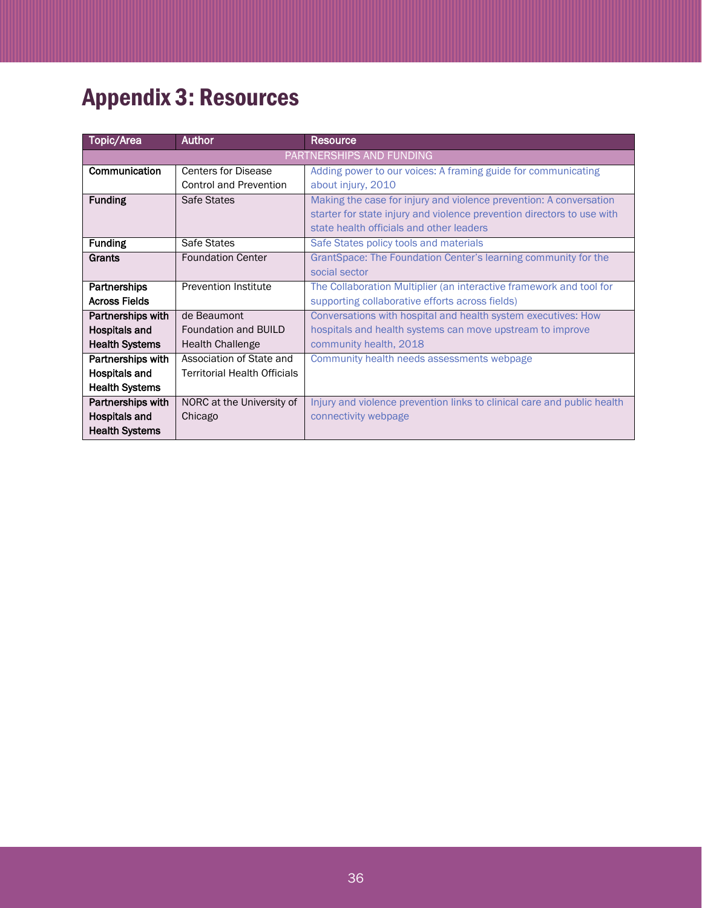# Appendix 3: Resources

| Topic/Area | Author | Resource |
|---|---|---|
| PARTNERSHIPS AND FUNDING | | |
| **Communication** | Centers for Disease Control and Prevention | Adding power to our voices: A framing guide for communicating about injury, 2010 |
| **Funding** | Safe States | Making the case for injury and violence prevention: A conversation starter for state injury and violence prevention directors to use with state health officials and other leaders |
| **Funding** | Safe States | Safe States policy tools and materials |
| **Grants** | Foundation Center | GrantSpace: The Foundation Center's learning community for the social sector |
| **Partnerships Across Fields** | Prevention Institute | The Collaboration Multiplier (an interactive framework and tool for supporting collaborative efforts across fields) |
| **Partnerships with Hospitals and Health Systems** | de Beaumont Foundation and BUILD Health Challenge | Conversations with hospital and health system executives: How hospitals and health systems can move upstream to improve community health, 2018 |
| **Partnerships with Hospitals and Health Systems** | Association of State and Territorial Health Officials | Community health needs assessments webpage |
| **Partnerships with Hospitals and Health Systems** | NORC at the University of Chicago | Injury and violence prevention links to clinical care and public health connectivity webpage |